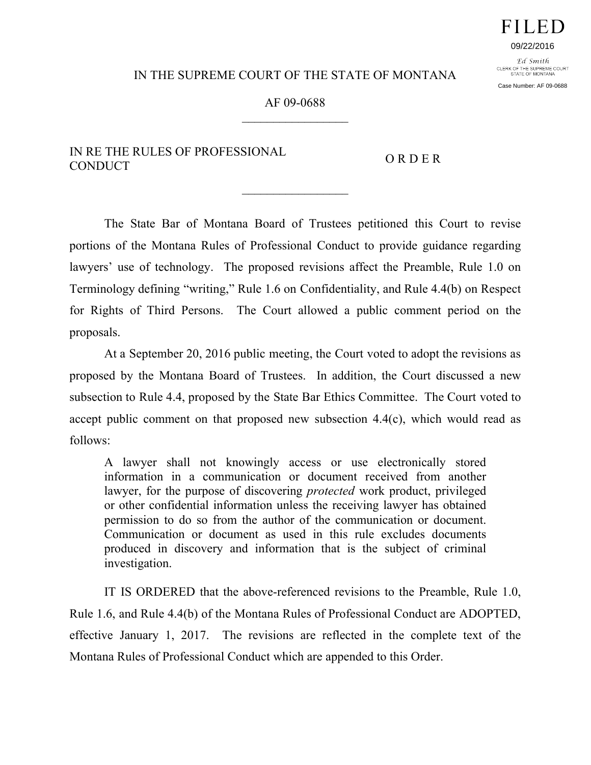FILED

09/22/2016

Ed Smith
CLERK OF THE SUPREME COURT
STATE OF MONTANA

Case Number: AF 09-0688

IN THE SUPREME COURT OF THE STATE OF MONTANA

AF 09-0688

_________________

IN RE THE RULES OF PROFESSIONAL CONDUCT

O R D E R

_________________

The State Bar of Montana Board of Trustees petitioned this Court to revise portions of the Montana Rules of Professional Conduct to provide guidance regarding lawyers' use of technology. The proposed revisions affect the Preamble, Rule 1.0 on Terminology defining "writing," Rule 1.6 on Confidentiality, and Rule 4.4(b) on Respect for Rights of Third Persons. The Court allowed a public comment period on the proposals.

At a September 20, 2016 public meeting, the Court voted to adopt the revisions as proposed by the Montana Board of Trustees. In addition, the Court discussed a new subsection to Rule 4.4, proposed by the State Bar Ethics Committee. The Court voted to accept public comment on that proposed new subsection 4.4(c), which would read as follows:

> A lawyer shall not knowingly access or use electronically stored information in a communication or document received from another lawyer, for the purpose of discovering *protected* work product, privileged or other confidential information unless the receiving lawyer has obtained permission to do so from the author of the communication or document. Communication or document as used in this rule excludes documents produced in discovery and information that is the subject of criminal investigation.

IT IS ORDERED that the above-referenced revisions to the Preamble, Rule 1.0, Rule 1.6, and Rule 4.4(b) of the Montana Rules of Professional Conduct are ADOPTED, effective January 1, 2017. The revisions are reflected in the complete text of the Montana Rules of Professional Conduct which are appended to this Order.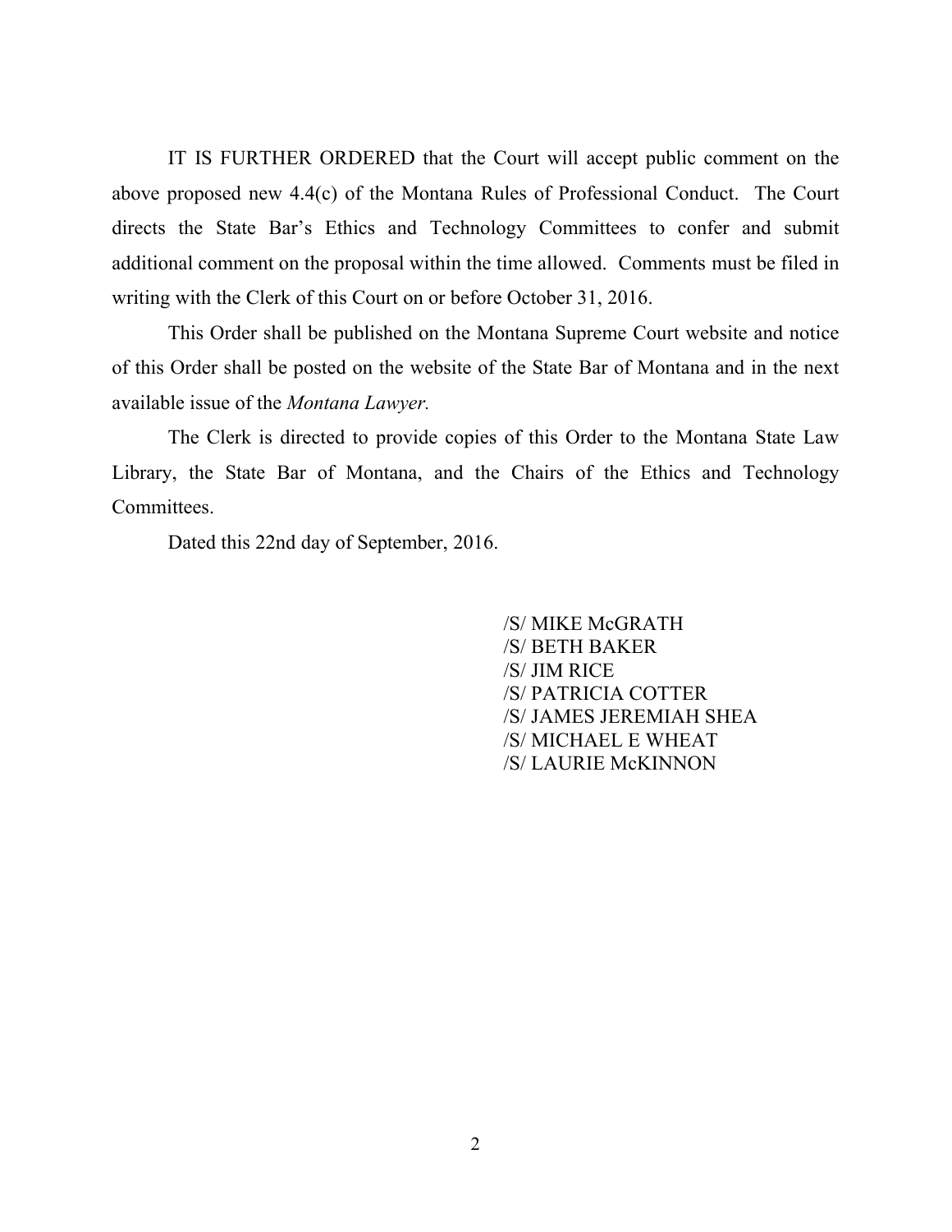IT IS FURTHER ORDERED that the Court will accept public comment on the above proposed new 4.4(c) of the Montana Rules of Professional Conduct. The Court directs the State Bar's Ethics and Technology Committees to confer and submit additional comment on the proposal within the time allowed. Comments must be filed in writing with the Clerk of this Court on or before October 31, 2016.

This Order shall be published on the Montana Supreme Court website and notice of this Order shall be posted on the website of the State Bar of Montana and in the next available issue of the *Montana Lawyer.*

The Clerk is directed to provide copies of this Order to the Montana State Law Library, the State Bar of Montana, and the Chairs of the Ethics and Technology Committees.

Dated this 22nd day of September, 2016.

/S/ MIKE McGRATH
/S/ BETH BAKER
/S/ JIM RICE
/S/ PATRICIA COTTER
/S/ JAMES JEREMIAH SHEA
/S/ MICHAEL E WHEAT
/S/ LAURIE McKINNON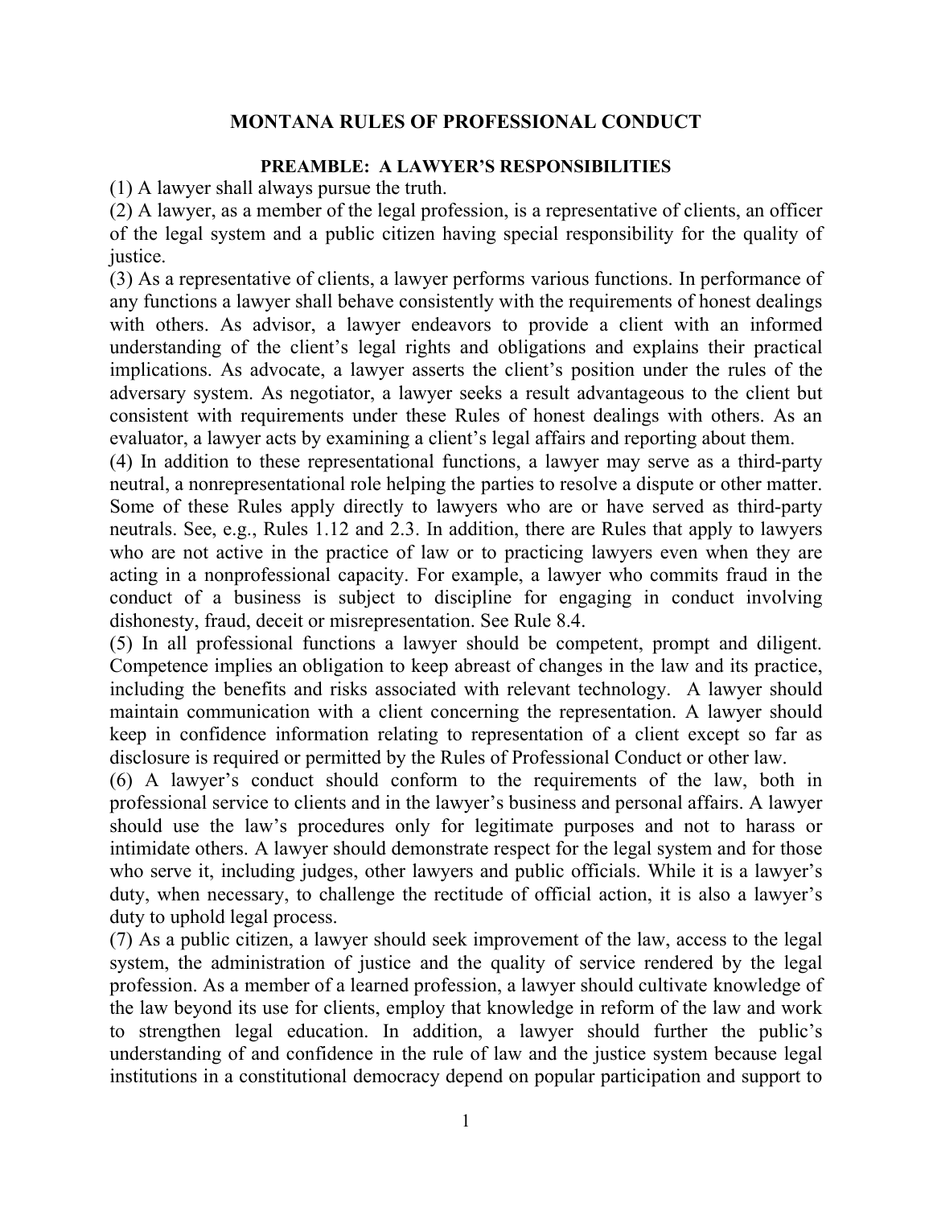# MONTANA RULES OF PROFESSIONAL CONDUCT

## PREAMBLE: A LAWYER'S RESPONSIBILITIES

(1) A lawyer shall always pursue the truth.

(2) A lawyer, as a member of the legal profession, is a representative of clients, an officer of the legal system and a public citizen having special responsibility for the quality of justice.

(3) As a representative of clients, a lawyer performs various functions. In performance of any functions a lawyer shall behave consistently with the requirements of honest dealings with others. As advisor, a lawyer endeavors to provide a client with an informed understanding of the client's legal rights and obligations and explains their practical implications. As advocate, a lawyer asserts the client's position under the rules of the adversary system. As negotiator, a lawyer seeks a result advantageous to the client but consistent with requirements under these Rules of honest dealings with others. As an evaluator, a lawyer acts by examining a client's legal affairs and reporting about them.

(4) In addition to these representational functions, a lawyer may serve as a third-party neutral, a nonrepresentational role helping the parties to resolve a dispute or other matter. Some of these Rules apply directly to lawyers who are or have served as third-party neutrals. See, e.g., Rules 1.12 and 2.3. In addition, there are Rules that apply to lawyers who are not active in the practice of law or to practicing lawyers even when they are acting in a nonprofessional capacity. For example, a lawyer who commits fraud in the conduct of a business is subject to discipline for engaging in conduct involving dishonesty, fraud, deceit or misrepresentation. See Rule 8.4.

(5) In all professional functions a lawyer should be competent, prompt and diligent. Competence implies an obligation to keep abreast of changes in the law and its practice, including the benefits and risks associated with relevant technology. A lawyer should maintain communication with a client concerning the representation. A lawyer should keep in confidence information relating to representation of a client except so far as disclosure is required or permitted by the Rules of Professional Conduct or other law.

(6) A lawyer's conduct should conform to the requirements of the law, both in professional service to clients and in the lawyer's business and personal affairs. A lawyer should use the law's procedures only for legitimate purposes and not to harass or intimidate others. A lawyer should demonstrate respect for the legal system and for those who serve it, including judges, other lawyers and public officials. While it is a lawyer's duty, when necessary, to challenge the rectitude of official action, it is also a lawyer's duty to uphold legal process.

(7) As a public citizen, a lawyer should seek improvement of the law, access to the legal system, the administration of justice and the quality of service rendered by the legal profession. As a member of a learned profession, a lawyer should cultivate knowledge of the law beyond its use for clients, employ that knowledge in reform of the law and work to strengthen legal education. In addition, a lawyer should further the public's understanding of and confidence in the rule of law and the justice system because legal institutions in a constitutional democracy depend on popular participation and support to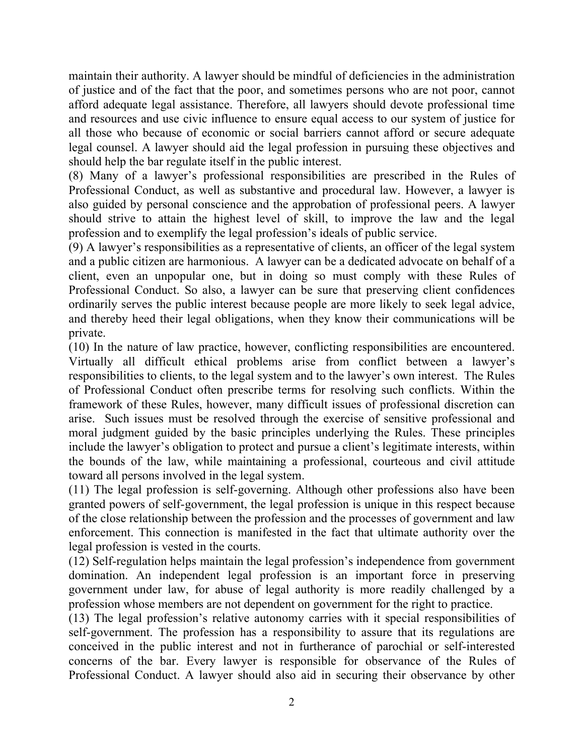maintain their authority. A lawyer should be mindful of deficiencies in the administration of justice and of the fact that the poor, and sometimes persons who are not poor, cannot afford adequate legal assistance. Therefore, all lawyers should devote professional time and resources and use civic influence to ensure equal access to our system of justice for all those who because of economic or social barriers cannot afford or secure adequate legal counsel. A lawyer should aid the legal profession in pursuing these objectives and should help the bar regulate itself in the public interest.

(8) Many of a lawyer's professional responsibilities are prescribed in the Rules of Professional Conduct, as well as substantive and procedural law. However, a lawyer is also guided by personal conscience and the approbation of professional peers. A lawyer should strive to attain the highest level of skill, to improve the law and the legal profession and to exemplify the legal profession's ideals of public service.

(9) A lawyer's responsibilities as a representative of clients, an officer of the legal system and a public citizen are harmonious. A lawyer can be a dedicated advocate on behalf of a client, even an unpopular one, but in doing so must comply with these Rules of Professional Conduct. So also, a lawyer can be sure that preserving client confidences ordinarily serves the public interest because people are more likely to seek legal advice, and thereby heed their legal obligations, when they know their communications will be private.

(10) In the nature of law practice, however, conflicting responsibilities are encountered. Virtually all difficult ethical problems arise from conflict between a lawyer's responsibilities to clients, to the legal system and to the lawyer's own interest. The Rules of Professional Conduct often prescribe terms for resolving such conflicts. Within the framework of these Rules, however, many difficult issues of professional discretion can arise. Such issues must be resolved through the exercise of sensitive professional and moral judgment guided by the basic principles underlying the Rules. These principles include the lawyer's obligation to protect and pursue a client's legitimate interests, within the bounds of the law, while maintaining a professional, courteous and civil attitude toward all persons involved in the legal system.

(11) The legal profession is self-governing. Although other professions also have been granted powers of self-government, the legal profession is unique in this respect because of the close relationship between the profession and the processes of government and law enforcement. This connection is manifested in the fact that ultimate authority over the legal profession is vested in the courts.

(12) Self-regulation helps maintain the legal profession's independence from government domination. An independent legal profession is an important force in preserving government under law, for abuse of legal authority is more readily challenged by a profession whose members are not dependent on government for the right to practice.

(13) The legal profession's relative autonomy carries with it special responsibilities of self-government. The profession has a responsibility to assure that its regulations are conceived in the public interest and not in furtherance of parochial or self-interested concerns of the bar. Every lawyer is responsible for observance of the Rules of Professional Conduct. A lawyer should also aid in securing their observance by other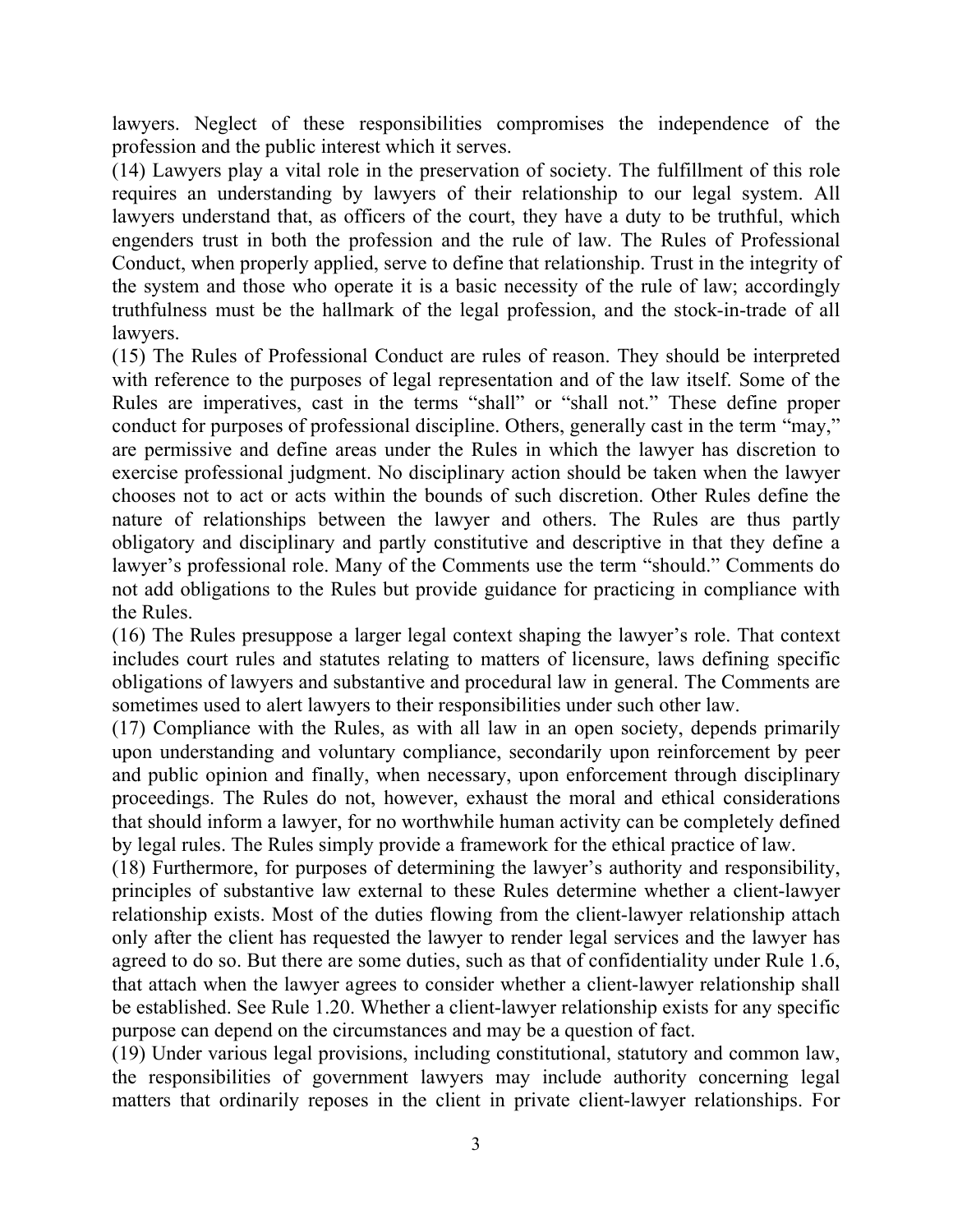lawyers. Neglect of these responsibilities compromises the independence of the profession and the public interest which it serves.

(14) Lawyers play a vital role in the preservation of society. The fulfillment of this role requires an understanding by lawyers of their relationship to our legal system. All lawyers understand that, as officers of the court, they have a duty to be truthful, which engenders trust in both the profession and the rule of law. The Rules of Professional Conduct, when properly applied, serve to define that relationship. Trust in the integrity of the system and those who operate it is a basic necessity of the rule of law; accordingly truthfulness must be the hallmark of the legal profession, and the stock-in-trade of all lawyers.

(15) The Rules of Professional Conduct are rules of reason. They should be interpreted with reference to the purposes of legal representation and of the law itself. Some of the Rules are imperatives, cast in the terms "shall" or "shall not." These define proper conduct for purposes of professional discipline. Others, generally cast in the term "may," are permissive and define areas under the Rules in which the lawyer has discretion to exercise professional judgment. No disciplinary action should be taken when the lawyer chooses not to act or acts within the bounds of such discretion. Other Rules define the nature of relationships between the lawyer and others. The Rules are thus partly obligatory and disciplinary and partly constitutive and descriptive in that they define a lawyer's professional role. Many of the Comments use the term "should." Comments do not add obligations to the Rules but provide guidance for practicing in compliance with the Rules.

(16) The Rules presuppose a larger legal context shaping the lawyer's role. That context includes court rules and statutes relating to matters of licensure, laws defining specific obligations of lawyers and substantive and procedural law in general. The Comments are sometimes used to alert lawyers to their responsibilities under such other law.

(17) Compliance with the Rules, as with all law in an open society, depends primarily upon understanding and voluntary compliance, secondarily upon reinforcement by peer and public opinion and finally, when necessary, upon enforcement through disciplinary proceedings. The Rules do not, however, exhaust the moral and ethical considerations that should inform a lawyer, for no worthwhile human activity can be completely defined by legal rules. The Rules simply provide a framework for the ethical practice of law.

(18) Furthermore, for purposes of determining the lawyer's authority and responsibility, principles of substantive law external to these Rules determine whether a client-lawyer relationship exists. Most of the duties flowing from the client-lawyer relationship attach only after the client has requested the lawyer to render legal services and the lawyer has agreed to do so. But there are some duties, such as that of confidentiality under Rule 1.6, that attach when the lawyer agrees to consider whether a client-lawyer relationship shall be established. See Rule 1.20. Whether a client-lawyer relationship exists for any specific purpose can depend on the circumstances and may be a question of fact.

(19) Under various legal provisions, including constitutional, statutory and common law, the responsibilities of government lawyers may include authority concerning legal matters that ordinarily reposes in the client in private client-lawyer relationships. For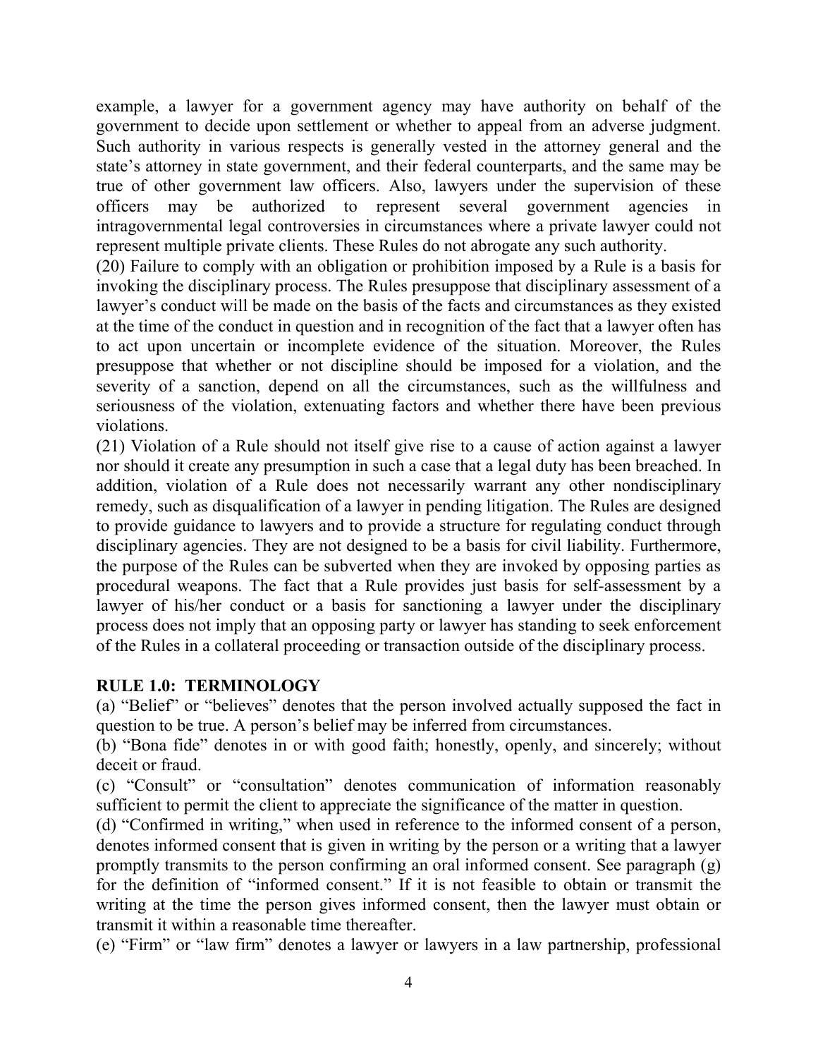example, a lawyer for a government agency may have authority on behalf of the government to decide upon settlement or whether to appeal from an adverse judgment. Such authority in various respects is generally vested in the attorney general and the state's attorney in state government, and their federal counterparts, and the same may be true of other government law officers. Also, lawyers under the supervision of these officers may be authorized to represent several government agencies in intragovernmental legal controversies in circumstances where a private lawyer could not represent multiple private clients. These Rules do not abrogate any such authority.

(20) Failure to comply with an obligation or prohibition imposed by a Rule is a basis for invoking the disciplinary process. The Rules presuppose that disciplinary assessment of a lawyer's conduct will be made on the basis of the facts and circumstances as they existed at the time of the conduct in question and in recognition of the fact that a lawyer often has to act upon uncertain or incomplete evidence of the situation. Moreover, the Rules presuppose that whether or not discipline should be imposed for a violation, and the severity of a sanction, depend on all the circumstances, such as the willfulness and seriousness of the violation, extenuating factors and whether there have been previous violations.

(21) Violation of a Rule should not itself give rise to a cause of action against a lawyer nor should it create any presumption in such a case that a legal duty has been breached. In addition, violation of a Rule does not necessarily warrant any other nondisciplinary remedy, such as disqualification of a lawyer in pending litigation. The Rules are designed to provide guidance to lawyers and to provide a structure for regulating conduct through disciplinary agencies. They are not designed to be a basis for civil liability. Furthermore, the purpose of the Rules can be subverted when they are invoked by opposing parties as procedural weapons. The fact that a Rule provides just basis for self-assessment by a lawyer of his/her conduct or a basis for sanctioning a lawyer under the disciplinary process does not imply that an opposing party or lawyer has standing to seek enforcement of the Rules in a collateral proceeding or transaction outside of the disciplinary process.

## RULE 1.0: TERMINOLOGY

(a) "Belief" or "believes" denotes that the person involved actually supposed the fact in question to be true. A person's belief may be inferred from circumstances.

(b) "Bona fide" denotes in or with good faith; honestly, openly, and sincerely; without deceit or fraud.

(c) "Consult" or "consultation" denotes communication of information reasonably sufficient to permit the client to appreciate the significance of the matter in question.

(d) "Confirmed in writing," when used in reference to the informed consent of a person, denotes informed consent that is given in writing by the person or a writing that a lawyer promptly transmits to the person confirming an oral informed consent. See paragraph (g) for the definition of "informed consent." If it is not feasible to obtain or transmit the writing at the time the person gives informed consent, then the lawyer must obtain or transmit it within a reasonable time thereafter.

(e) "Firm" or "law firm" denotes a lawyer or lawyers in a law partnership, professional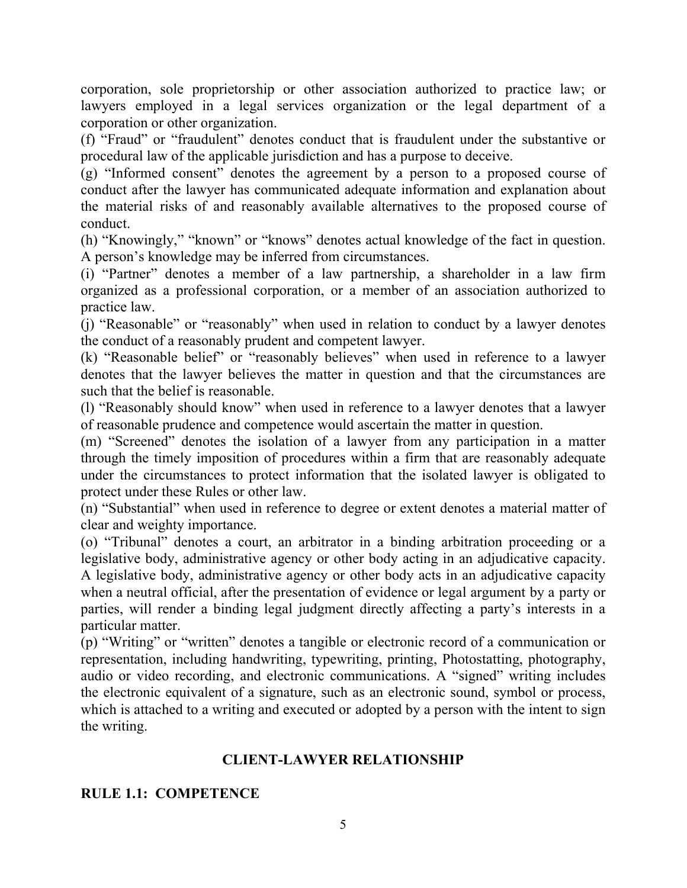corporation, sole proprietorship or other association authorized to practice law; or lawyers employed in a legal services organization or the legal department of a corporation or other organization.

(f) “Fraud” or “fraudulent” denotes conduct that is fraudulent under the substantive or procedural law of the applicable jurisdiction and has a purpose to deceive.

(g) “Informed consent” denotes the agreement by a person to a proposed course of conduct after the lawyer has communicated adequate information and explanation about the material risks of and reasonably available alternatives to the proposed course of conduct.

(h) “Knowingly,” “known” or “knows” denotes actual knowledge of the fact in question. A person’s knowledge may be inferred from circumstances.

(i) “Partner” denotes a member of a law partnership, a shareholder in a law firm organized as a professional corporation, or a member of an association authorized to practice law.

(j) “Reasonable” or “reasonably” when used in relation to conduct by a lawyer denotes the conduct of a reasonably prudent and competent lawyer.

(k) “Reasonable belief” or “reasonably believes” when used in reference to a lawyer denotes that the lawyer believes the matter in question and that the circumstances are such that the belief is reasonable.

(l) “Reasonably should know” when used in reference to a lawyer denotes that a lawyer of reasonable prudence and competence would ascertain the matter in question.

(m) “Screened” denotes the isolation of a lawyer from any participation in a matter through the timely imposition of procedures within a firm that are reasonably adequate under the circumstances to protect information that the isolated lawyer is obligated to protect under these Rules or other law.

(n) “Substantial” when used in reference to degree or extent denotes a material matter of clear and weighty importance.

(o) “Tribunal” denotes a court, an arbitrator in a binding arbitration proceeding or a legislative body, administrative agency or other body acting in an adjudicative capacity. A legislative body, administrative agency or other body acts in an adjudicative capacity when a neutral official, after the presentation of evidence or legal argument by a party or parties, will render a binding legal judgment directly affecting a party’s interests in a particular matter.

(p) “Writing” or “written” denotes a tangible or electronic record of a communication or representation, including handwriting, typewriting, printing, Photostatting, photography, audio or video recording, and electronic communications. A “signed” writing includes the electronic equivalent of a signature, such as an electronic sound, symbol or process, which is attached to a writing and executed or adopted by a person with the intent to sign the writing.

## CLIENT-LAWYER RELATIONSHIP

### RULE 1.1: COMPETENCE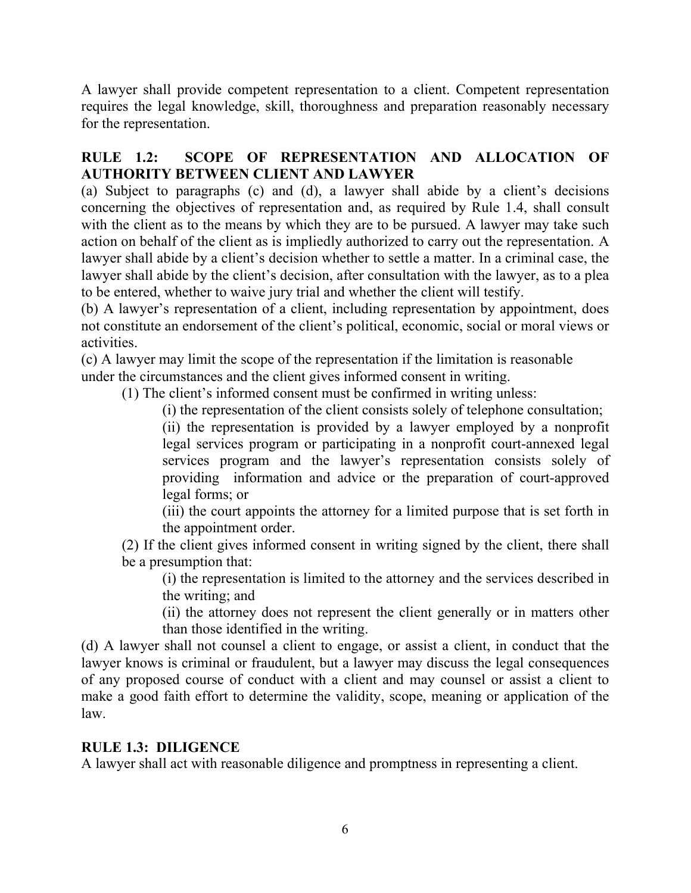A lawyer shall provide competent representation to a client. Competent representation requires the legal knowledge, skill, thoroughness and preparation reasonably necessary for the representation.

## RULE 1.2: SCOPE OF REPRESENTATION AND ALLOCATION OF AUTHORITY BETWEEN CLIENT AND LAWYER

(a) Subject to paragraphs (c) and (d), a lawyer shall abide by a client's decisions concerning the objectives of representation and, as required by Rule 1.4, shall consult with the client as to the means by which they are to be pursued. A lawyer may take such action on behalf of the client as is impliedly authorized to carry out the representation. A lawyer shall abide by a client's decision whether to settle a matter. In a criminal case, the lawyer shall abide by the client's decision, after consultation with the lawyer, as to a plea to be entered, whether to waive jury trial and whether the client will testify.

(b) A lawyer's representation of a client, including representation by appointment, does not constitute an endorsement of the client's political, economic, social or moral views or activities.

(c) A lawyer may limit the scope of the representation if the limitation is reasonable under the circumstances and the client gives informed consent in writing.

> (1) The client's informed consent must be confirmed in writing unless:
>
> > (i) the representation of the client consists solely of telephone consultation;
> >
> > (ii) the representation is provided by a lawyer employed by a nonprofit legal services program or participating in a nonprofit court-annexed legal services program and the lawyer's representation consists solely of providing information and advice or the preparation of court-approved legal forms; or
> >
> > (iii) the court appoints the attorney for a limited purpose that is set forth in the appointment order.
>
> (2) If the client gives informed consent in writing signed by the client, there shall be a presumption that:
>
> > (i) the representation is limited to the attorney and the services described in the writing; and
> >
> > (ii) the attorney does not represent the client generally or in matters other than those identified in the writing.

(d) A lawyer shall not counsel a client to engage, or assist a client, in conduct that the lawyer knows is criminal or fraudulent, but a lawyer may discuss the legal consequences of any proposed course of conduct with a client and may counsel or assist a client to make a good faith effort to determine the validity, scope, meaning or application of the law.

## RULE 1.3: DILIGENCE

A lawyer shall act with reasonable diligence and promptness in representing a client.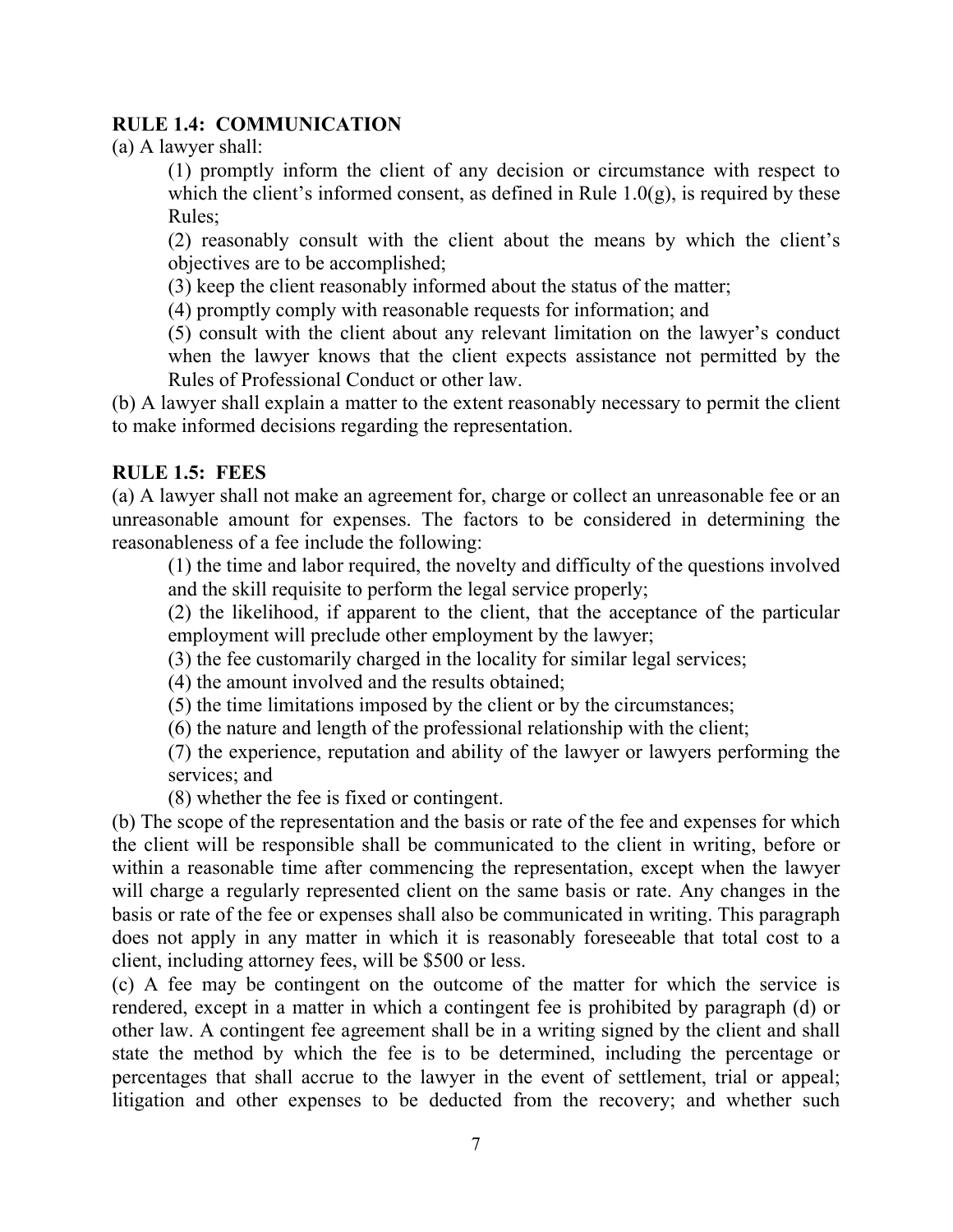## RULE 1.4: COMMUNICATION

(a) A lawyer shall:

(1) promptly inform the client of any decision or circumstance with respect to which the client's informed consent, as defined in Rule 1.0(g), is required by these Rules;

(2) reasonably consult with the client about the means by which the client's objectives are to be accomplished;

(3) keep the client reasonably informed about the status of the matter;

(4) promptly comply with reasonable requests for information; and

(5) consult with the client about any relevant limitation on the lawyer's conduct when the lawyer knows that the client expects assistance not permitted by the Rules of Professional Conduct or other law.

(b) A lawyer shall explain a matter to the extent reasonably necessary to permit the client to make informed decisions regarding the representation.

## RULE 1.5: FEES

(a) A lawyer shall not make an agreement for, charge or collect an unreasonable fee or an unreasonable amount for expenses. The factors to be considered in determining the reasonableness of a fee include the following:

(1) the time and labor required, the novelty and difficulty of the questions involved and the skill requisite to perform the legal service properly;

(2) the likelihood, if apparent to the client, that the acceptance of the particular employment will preclude other employment by the lawyer;

(3) the fee customarily charged in the locality for similar legal services;

(4) the amount involved and the results obtained;

(5) the time limitations imposed by the client or by the circumstances;

(6) the nature and length of the professional relationship with the client;

(7) the experience, reputation and ability of the lawyer or lawyers performing the services; and

(8) whether the fee is fixed or contingent.

(b) The scope of the representation and the basis or rate of the fee and expenses for which the client will be responsible shall be communicated to the client in writing, before or within a reasonable time after commencing the representation, except when the lawyer will charge a regularly represented client on the same basis or rate. Any changes in the basis or rate of the fee or expenses shall also be communicated in writing. This paragraph does not apply in any matter in which it is reasonably foreseeable that total cost to a client, including attorney fees, will be $500 or less.

(c) A fee may be contingent on the outcome of the matter for which the service is rendered, except in a matter in which a contingent fee is prohibited by paragraph (d) or other law. A contingent fee agreement shall be in a writing signed by the client and shall state the method by which the fee is to be determined, including the percentage or percentages that shall accrue to the lawyer in the event of settlement, trial or appeal; litigation and other expenses to be deducted from the recovery; and whether such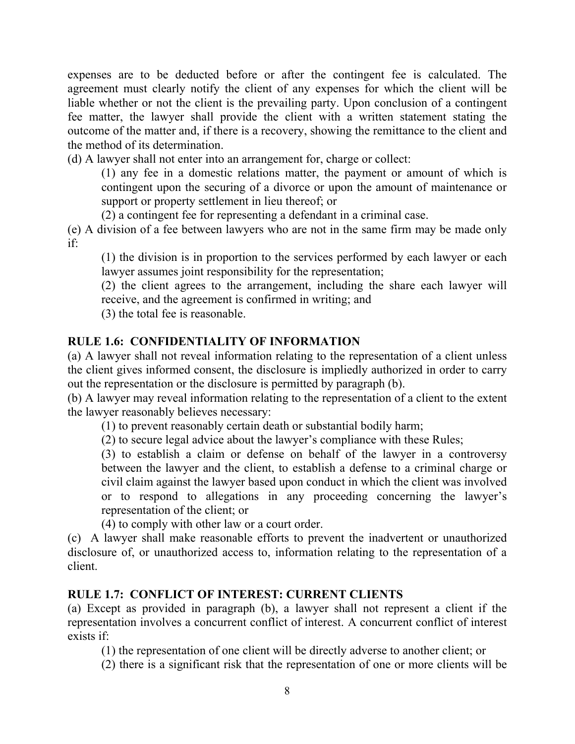expenses are to be deducted before or after the contingent fee is calculated. The agreement must clearly notify the client of any expenses for which the client will be liable whether or not the client is the prevailing party. Upon conclusion of a contingent fee matter, the lawyer shall provide the client with a written statement stating the outcome of the matter and, if there is a recovery, showing the remittance to the client and the method of its determination.

(d) A lawyer shall not enter into an arrangement for, charge or collect:

> (1) any fee in a domestic relations matter, the payment or amount of which is contingent upon the securing of a divorce or upon the amount of maintenance or support or property settlement in lieu thereof; or
>
> (2) a contingent fee for representing a defendant in a criminal case.

(e) A division of a fee between lawyers who are not in the same firm may be made only if:

> (1) the division is in proportion to the services performed by each lawyer or each lawyer assumes joint responsibility for the representation;
>
> (2) the client agrees to the arrangement, including the share each lawyer will receive, and the agreement is confirmed in writing; and
>
> (3) the total fee is reasonable.

### RULE 1.6: CONFIDENTIALITY OF INFORMATION

(a) A lawyer shall not reveal information relating to the representation of a client unless the client gives informed consent, the disclosure is impliedly authorized in order to carry out the representation or the disclosure is permitted by paragraph (b).

(b) A lawyer may reveal information relating to the representation of a client to the extent the lawyer reasonably believes necessary:

> (1) to prevent reasonably certain death or substantial bodily harm;
>
> (2) to secure legal advice about the lawyer's compliance with these Rules;
>
> (3) to establish a claim or defense on behalf of the lawyer in a controversy between the lawyer and the client, to establish a defense to a criminal charge or civil claim against the lawyer based upon conduct in which the client was involved or to respond to allegations in any proceeding concerning the lawyer's representation of the client; or
>
> (4) to comply with other law or a court order.

(c) A lawyer shall make reasonable efforts to prevent the inadvertent or unauthorized disclosure of, or unauthorized access to, information relating to the representation of a client.

### RULE 1.7: CONFLICT OF INTEREST: CURRENT CLIENTS

(a) Except as provided in paragraph (b), a lawyer shall not represent a client if the representation involves a concurrent conflict of interest. A concurrent conflict of interest exists if:

> (1) the representation of one client will be directly adverse to another client; or
>
> (2) there is a significant risk that the representation of one or more clients will be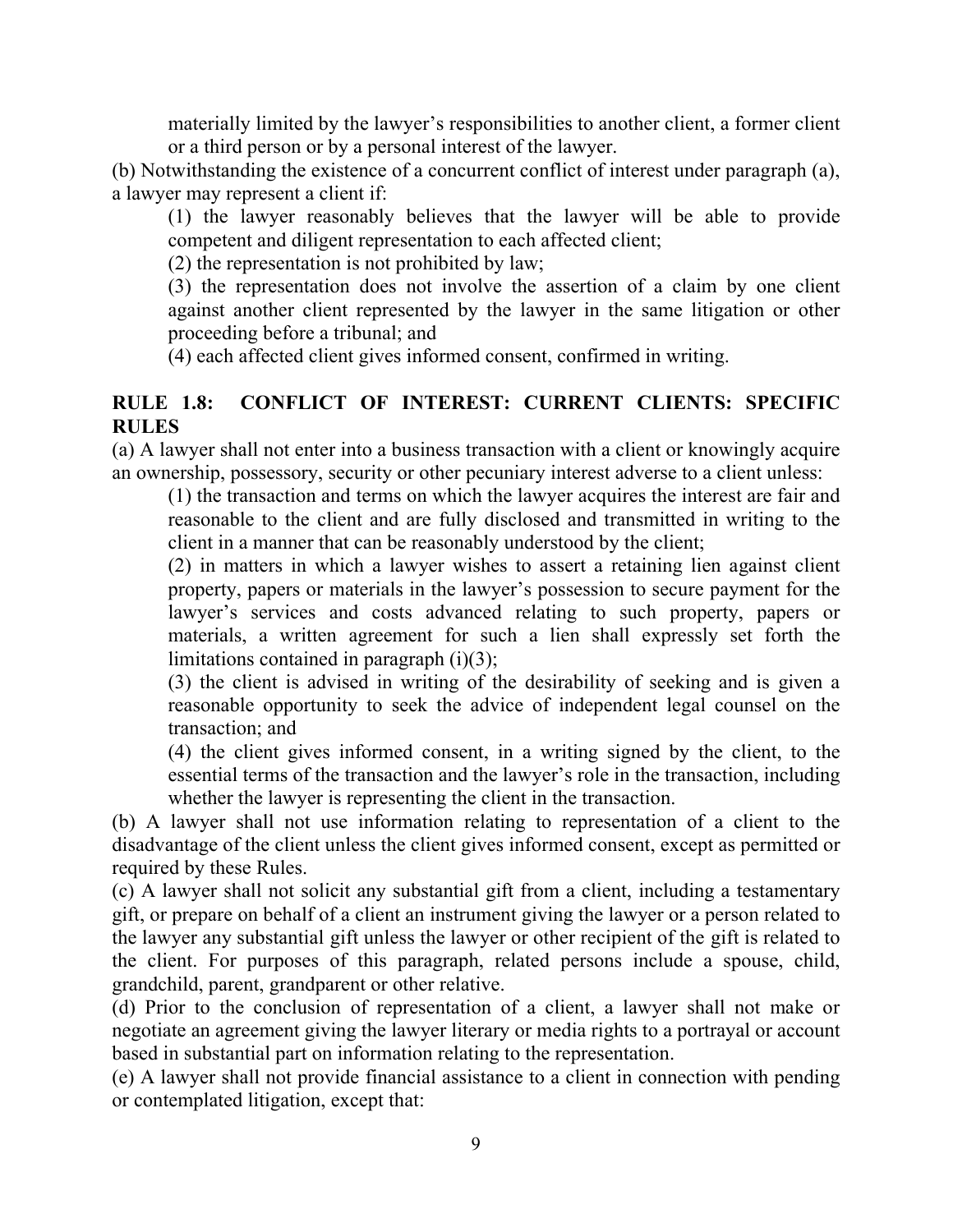materially limited by the lawyer's responsibilities to another client, a former client or a third person or by a personal interest of the lawyer.

(b) Notwithstanding the existence of a concurrent conflict of interest under paragraph (a), a lawyer may represent a client if:

(1) the lawyer reasonably believes that the lawyer will be able to provide competent and diligent representation to each affected client;

(2) the representation is not prohibited by law;

(3) the representation does not involve the assertion of a claim by one client against another client represented by the lawyer in the same litigation or other proceeding before a tribunal; and

(4) each affected client gives informed consent, confirmed in writing.

## RULE 1.8: CONFLICT OF INTEREST: CURRENT CLIENTS: SPECIFIC RULES

(a) A lawyer shall not enter into a business transaction with a client or knowingly acquire an ownership, possessory, security or other pecuniary interest adverse to a client unless:

(1) the transaction and terms on which the lawyer acquires the interest are fair and reasonable to the client and are fully disclosed and transmitted in writing to the client in a manner that can be reasonably understood by the client;

(2) in matters in which a lawyer wishes to assert a retaining lien against client property, papers or materials in the lawyer's possession to secure payment for the lawyer's services and costs advanced relating to such property, papers or materials, a written agreement for such a lien shall expressly set forth the limitations contained in paragraph (i)(3);

(3) the client is advised in writing of the desirability of seeking and is given a reasonable opportunity to seek the advice of independent legal counsel on the transaction; and

(4) the client gives informed consent, in a writing signed by the client, to the essential terms of the transaction and the lawyer's role in the transaction, including whether the lawyer is representing the client in the transaction.

(b) A lawyer shall not use information relating to representation of a client to the disadvantage of the client unless the client gives informed consent, except as permitted or required by these Rules.

(c) A lawyer shall not solicit any substantial gift from a client, including a testamentary gift, or prepare on behalf of a client an instrument giving the lawyer or a person related to the lawyer any substantial gift unless the lawyer or other recipient of the gift is related to the client. For purposes of this paragraph, related persons include a spouse, child, grandchild, parent, grandparent or other relative.

(d) Prior to the conclusion of representation of a client, a lawyer shall not make or negotiate an agreement giving the lawyer literary or media rights to a portrayal or account based in substantial part on information relating to the representation.

(e) A lawyer shall not provide financial assistance to a client in connection with pending or contemplated litigation, except that: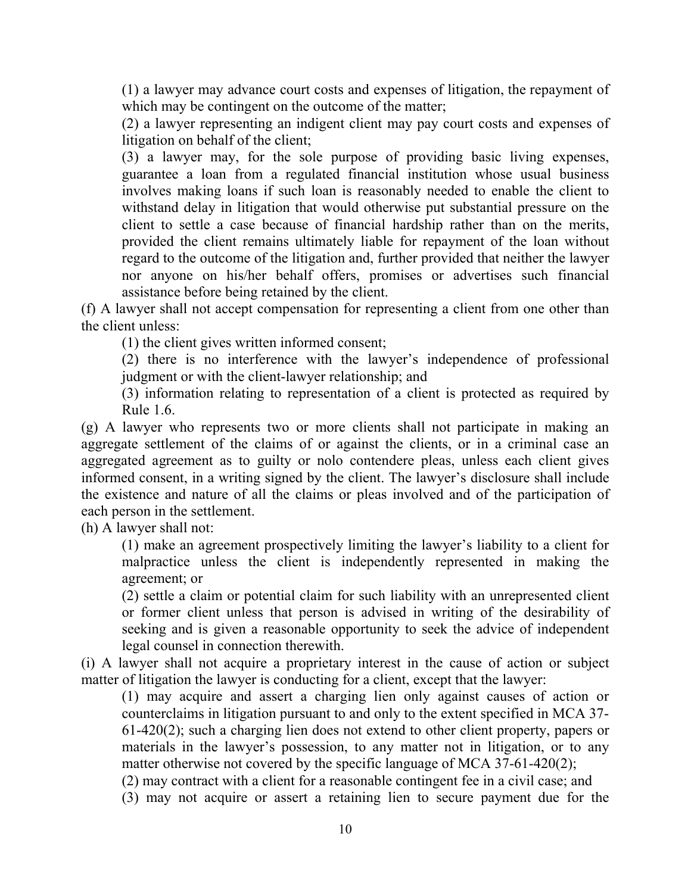(1) a lawyer may advance court costs and expenses of litigation, the repayment of which may be contingent on the outcome of the matter;

(2) a lawyer representing an indigent client may pay court costs and expenses of litigation on behalf of the client;

(3) a lawyer may, for the sole purpose of providing basic living expenses, guarantee a loan from a regulated financial institution whose usual business involves making loans if such loan is reasonably needed to enable the client to withstand delay in litigation that would otherwise put substantial pressure on the client to settle a case because of financial hardship rather than on the merits, provided the client remains ultimately liable for repayment of the loan without regard to the outcome of the litigation and, further provided that neither the lawyer nor anyone on his/her behalf offers, promises or advertises such financial assistance before being retained by the client.

(f) A lawyer shall not accept compensation for representing a client from one other than the client unless:

(1) the client gives written informed consent;

(2) there is no interference with the lawyer's independence of professional judgment or with the client-lawyer relationship; and

(3) information relating to representation of a client is protected as required by Rule 1.6.

(g) A lawyer who represents two or more clients shall not participate in making an aggregate settlement of the claims of or against the clients, or in a criminal case an aggregated agreement as to guilty or nolo contendere pleas, unless each client gives informed consent, in a writing signed by the client. The lawyer's disclosure shall include the existence and nature of all the claims or pleas involved and of the participation of each person in the settlement.

(h) A lawyer shall not:

(1) make an agreement prospectively limiting the lawyer's liability to a client for malpractice unless the client is independently represented in making the agreement; or

(2) settle a claim or potential claim for such liability with an unrepresented client or former client unless that person is advised in writing of the desirability of seeking and is given a reasonable opportunity to seek the advice of independent legal counsel in connection therewith.

(i) A lawyer shall not acquire a proprietary interest in the cause of action or subject matter of litigation the lawyer is conducting for a client, except that the lawyer:

(1) may acquire and assert a charging lien only against causes of action or counterclaims in litigation pursuant to and only to the extent specified in MCA 37-61-420(2); such a charging lien does not extend to other client property, papers or materials in the lawyer's possession, to any matter not in litigation, or to any matter otherwise not covered by the specific language of MCA 37-61-420(2);

(2) may contract with a client for a reasonable contingent fee in a civil case; and

(3) may not acquire or assert a retaining lien to secure payment due for the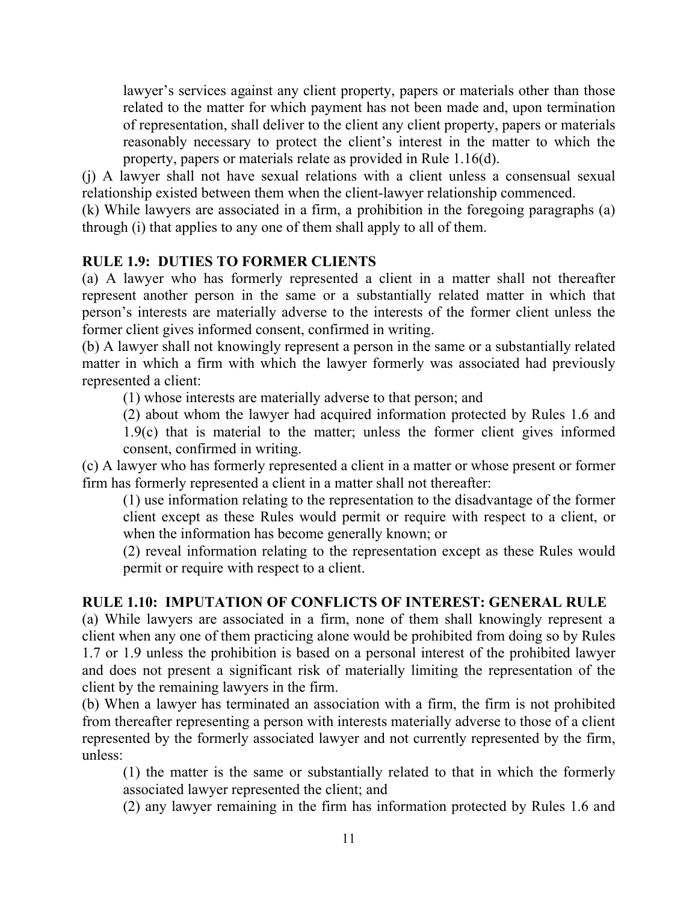lawyer's services against any client property, papers or materials other than those related to the matter for which payment has not been made and, upon termination of representation, shall deliver to the client any client property, papers or materials reasonably necessary to protect the client's interest in the matter to which the property, papers or materials relate as provided in Rule 1.16(d).

(j) A lawyer shall not have sexual relations with a client unless a consensual sexual relationship existed between them when the client-lawyer relationship commenced.

(k) While lawyers are associated in a firm, a prohibition in the foregoing paragraphs (a) through (i) that applies to any one of them shall apply to all of them.

**RULE 1.9: DUTIES TO FORMER CLIENTS**

(a) A lawyer who has formerly represented a client in a matter shall not thereafter represent another person in the same or a substantially related matter in which that person's interests are materially adverse to the interests of the former client unless the former client gives informed consent, confirmed in writing.

(b) A lawyer shall not knowingly represent a person in the same or a substantially related matter in which a firm with which the lawyer formerly was associated had previously represented a client:

(1) whose interests are materially adverse to that person; and

(2) about whom the lawyer had acquired information protected by Rules 1.6 and 1.9(c) that is material to the matter; unless the former client gives informed consent, confirmed in writing.

(c) A lawyer who has formerly represented a client in a matter or whose present or former firm has formerly represented a client in a matter shall not thereafter:

(1) use information relating to the representation to the disadvantage of the former client except as these Rules would permit or require with respect to a client, or when the information has become generally known; or

(2) reveal information relating to the representation except as these Rules would permit or require with respect to a client.

**RULE 1.10: IMPUTATION OF CONFLICTS OF INTEREST: GENERAL RULE**

(a) While lawyers are associated in a firm, none of them shall knowingly represent a client when any one of them practicing alone would be prohibited from doing so by Rules 1.7 or 1.9 unless the prohibition is based on a personal interest of the prohibited lawyer and does not present a significant risk of materially limiting the representation of the client by the remaining lawyers in the firm.

(b) When a lawyer has terminated an association with a firm, the firm is not prohibited from thereafter representing a person with interests materially adverse to those of a client represented by the formerly associated lawyer and not currently represented by the firm, unless:

(1) the matter is the same or substantially related to that in which the formerly associated lawyer represented the client; and

(2) any lawyer remaining in the firm has information protected by Rules 1.6 and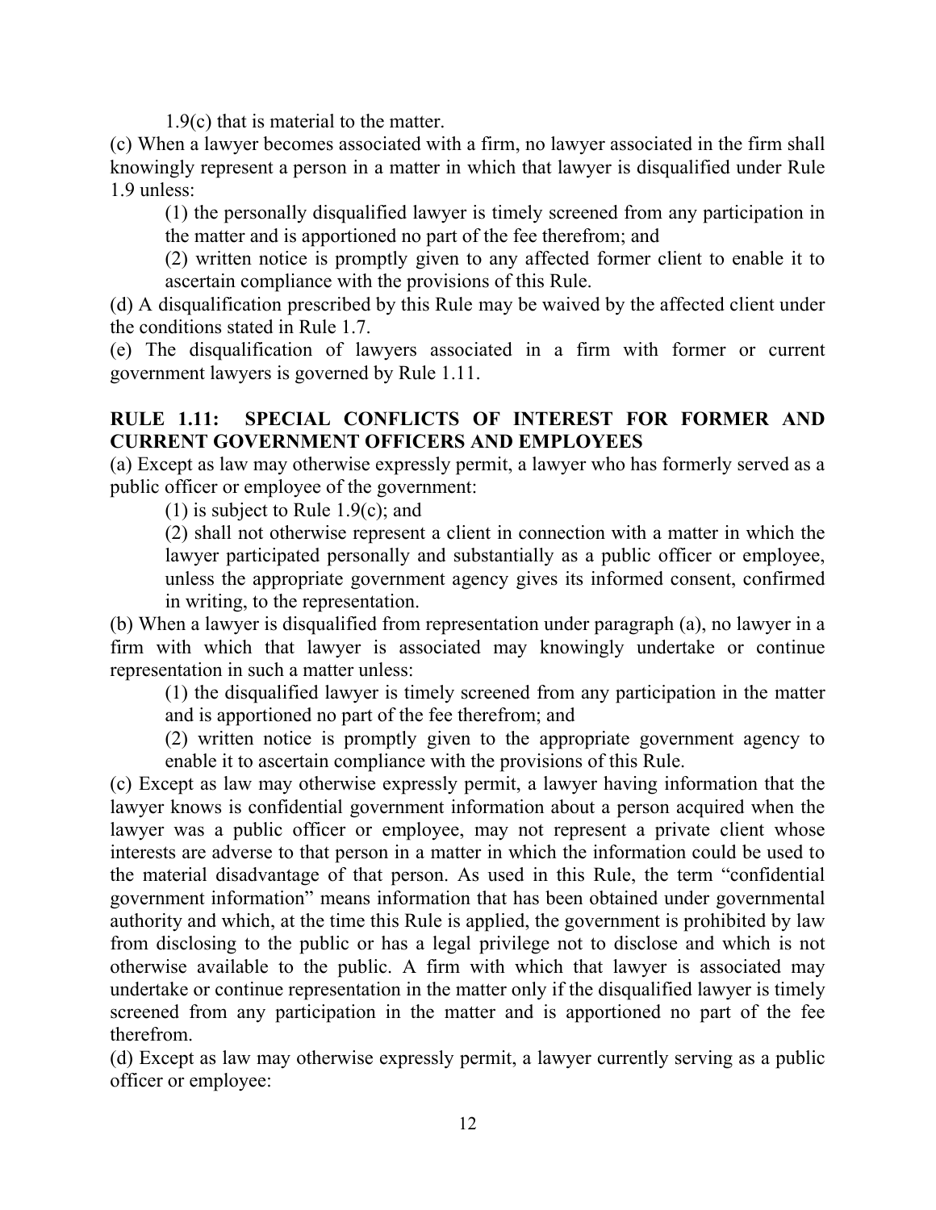1.9(c) that is material to the matter.

(c) When a lawyer becomes associated with a firm, no lawyer associated in the firm shall knowingly represent a person in a matter in which that lawyer is disqualified under Rule 1.9 unless:

> (1) the personally disqualified lawyer is timely screened from any participation in the matter and is apportioned no part of the fee therefrom; and
>
> (2) written notice is promptly given to any affected former client to enable it to ascertain compliance with the provisions of this Rule.

(d) A disqualification prescribed by this Rule may be waived by the affected client under the conditions stated in Rule 1.7.

(e) The disqualification of lawyers associated in a firm with former or current government lawyers is governed by Rule 1.11.

## RULE 1.11: SPECIAL CONFLICTS OF INTEREST FOR FORMER AND CURRENT GOVERNMENT OFFICERS AND EMPLOYEES

(a) Except as law may otherwise expressly permit, a lawyer who has formerly served as a public officer or employee of the government:

> (1) is subject to Rule 1.9(c); and
>
> (2) shall not otherwise represent a client in connection with a matter in which the lawyer participated personally and substantially as a public officer or employee, unless the appropriate government agency gives its informed consent, confirmed in writing, to the representation.

(b) When a lawyer is disqualified from representation under paragraph (a), no lawyer in a firm with which that lawyer is associated may knowingly undertake or continue representation in such a matter unless:

> (1) the disqualified lawyer is timely screened from any participation in the matter and is apportioned no part of the fee therefrom; and
>
> (2) written notice is promptly given to the appropriate government agency to enable it to ascertain compliance with the provisions of this Rule.

(c) Except as law may otherwise expressly permit, a lawyer having information that the lawyer knows is confidential government information about a person acquired when the lawyer was a public officer or employee, may not represent a private client whose interests are adverse to that person in a matter in which the information could be used to the material disadvantage of that person. As used in this Rule, the term "confidential government information" means information that has been obtained under governmental authority and which, at the time this Rule is applied, the government is prohibited by law from disclosing to the public or has a legal privilege not to disclose and which is not otherwise available to the public. A firm with which that lawyer is associated may undertake or continue representation in the matter only if the disqualified lawyer is timely screened from any participation in the matter and is apportioned no part of the fee therefrom.

(d) Except as law may otherwise expressly permit, a lawyer currently serving as a public officer or employee: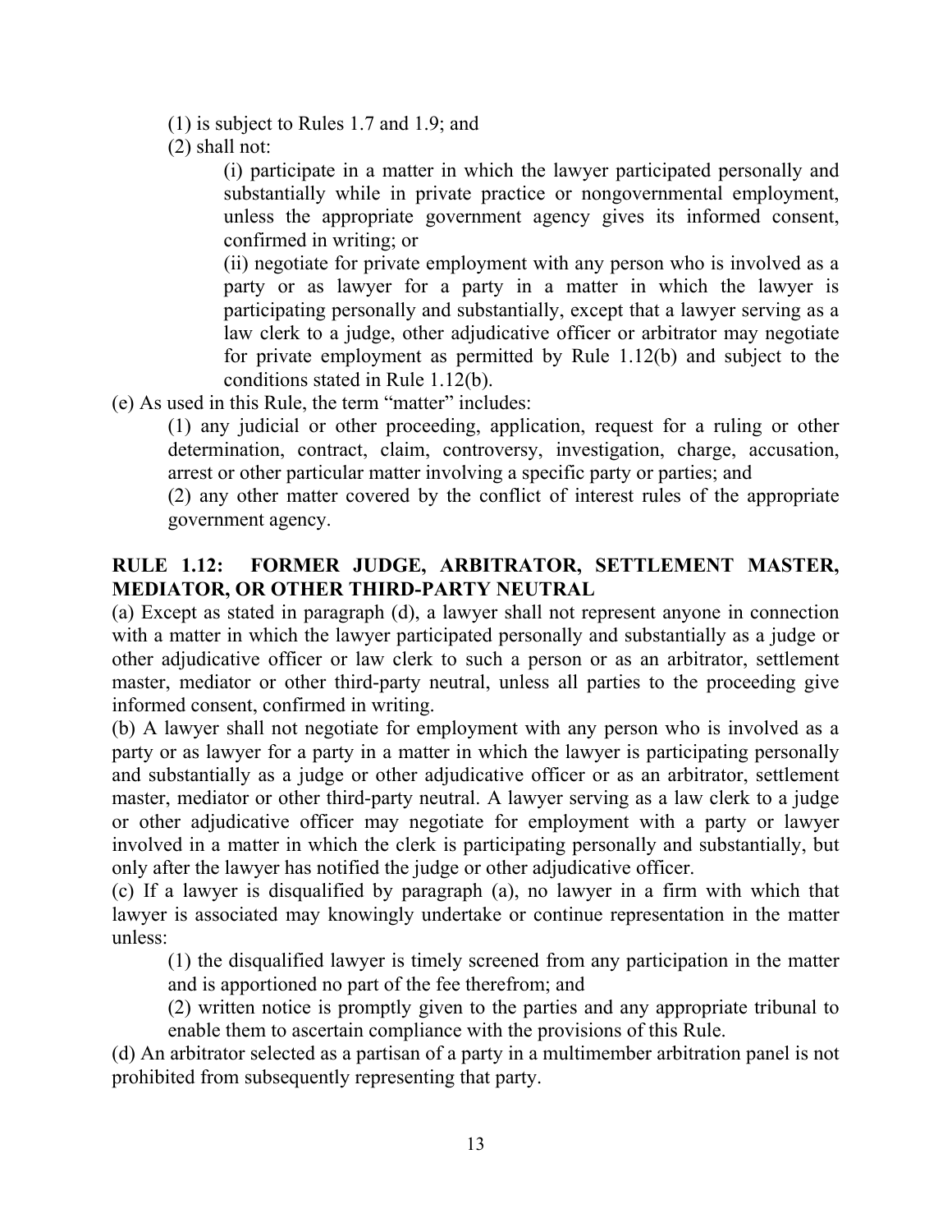(1) is subject to Rules 1.7 and 1.9; and

(2) shall not:

(i) participate in a matter in which the lawyer participated personally and substantially while in private practice or nongovernmental employment, unless the appropriate government agency gives its informed consent, confirmed in writing; or

(ii) negotiate for private employment with any person who is involved as a party or as lawyer for a party in a matter in which the lawyer is participating personally and substantially, except that a lawyer serving as a law clerk to a judge, other adjudicative officer or arbitrator may negotiate for private employment as permitted by Rule 1.12(b) and subject to the conditions stated in Rule 1.12(b).

(e) As used in this Rule, the term "matter" includes:

(1) any judicial or other proceeding, application, request for a ruling or other determination, contract, claim, controversy, investigation, charge, accusation, arrest or other particular matter involving a specific party or parties; and

(2) any other matter covered by the conflict of interest rules of the appropriate government agency.

## RULE 1.12: FORMER JUDGE, ARBITRATOR, SETTLEMENT MASTER, MEDIATOR, OR OTHER THIRD-PARTY NEUTRAL

(a) Except as stated in paragraph (d), a lawyer shall not represent anyone in connection with a matter in which the lawyer participated personally and substantially as a judge or other adjudicative officer or law clerk to such a person or as an arbitrator, settlement master, mediator or other third-party neutral, unless all parties to the proceeding give informed consent, confirmed in writing.

(b) A lawyer shall not negotiate for employment with any person who is involved as a party or as lawyer for a party in a matter in which the lawyer is participating personally and substantially as a judge or other adjudicative officer or as an arbitrator, settlement master, mediator or other third-party neutral. A lawyer serving as a law clerk to a judge or other adjudicative officer may negotiate for employment with a party or lawyer involved in a matter in which the clerk is participating personally and substantially, but only after the lawyer has notified the judge or other adjudicative officer.

(c) If a lawyer is disqualified by paragraph (a), no lawyer in a firm with which that lawyer is associated may knowingly undertake or continue representation in the matter unless:

(1) the disqualified lawyer is timely screened from any participation in the matter and is apportioned no part of the fee therefrom; and

(2) written notice is promptly given to the parties and any appropriate tribunal to enable them to ascertain compliance with the provisions of this Rule.

(d) An arbitrator selected as a partisan of a party in a multimember arbitration panel is not prohibited from subsequently representing that party.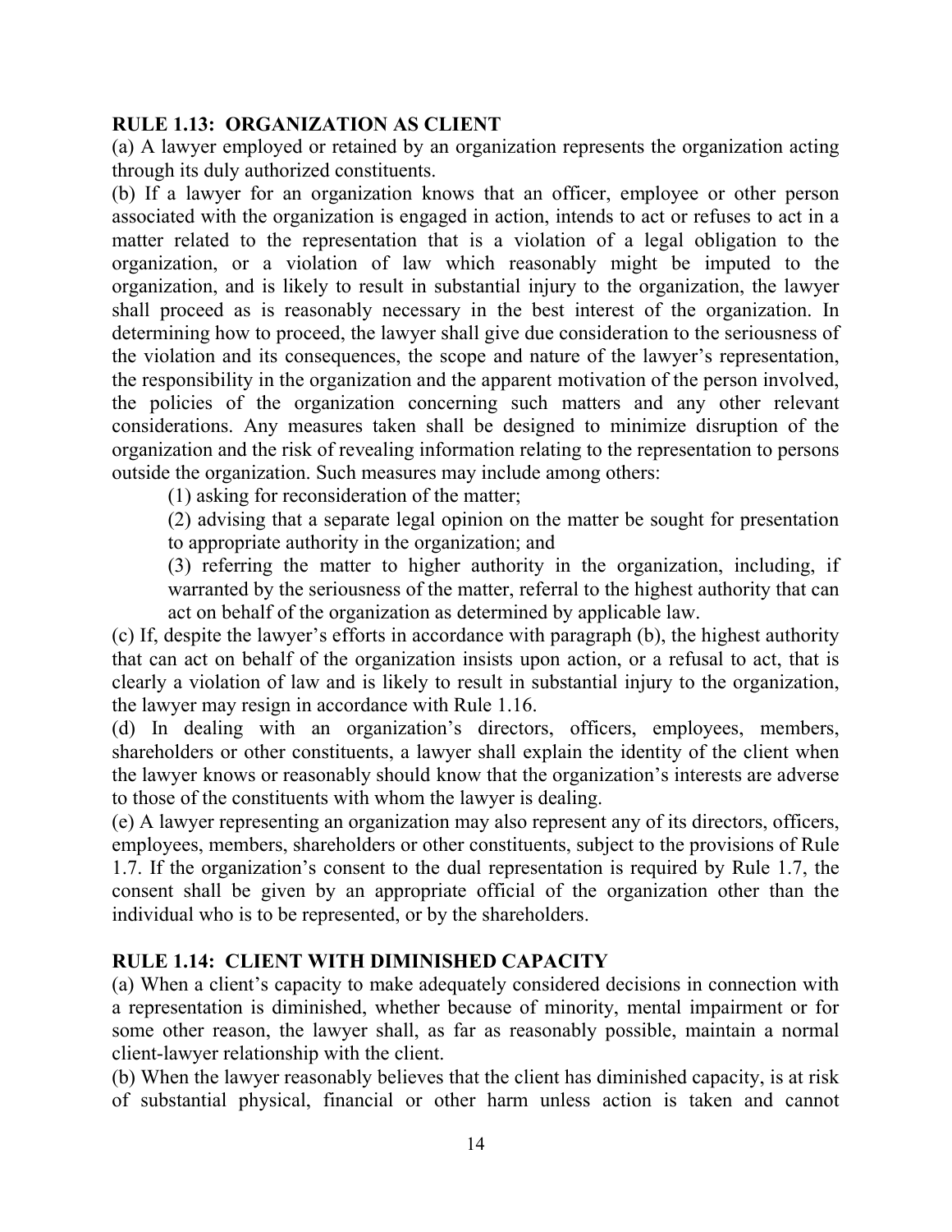**RULE 1.13: ORGANIZATION AS CLIENT**

(a) A lawyer employed or retained by an organization represents the organization acting through its duly authorized constituents.

(b) If a lawyer for an organization knows that an officer, employee or other person associated with the organization is engaged in action, intends to act or refuses to act in a matter related to the representation that is a violation of a legal obligation to the organization, or a violation of law which reasonably might be imputed to the organization, and is likely to result in substantial injury to the organization, the lawyer shall proceed as is reasonably necessary in the best interest of the organization. In determining how to proceed, the lawyer shall give due consideration to the seriousness of the violation and its consequences, the scope and nature of the lawyer's representation, the responsibility in the organization and the apparent motivation of the person involved, the policies of the organization concerning such matters and any other relevant considerations. Any measures taken shall be designed to minimize disruption of the organization and the risk of revealing information relating to the representation to persons outside the organization. Such measures may include among others:

(1) asking for reconsideration of the matter;

(2) advising that a separate legal opinion on the matter be sought for presentation to appropriate authority in the organization; and

(3) referring the matter to higher authority in the organization, including, if warranted by the seriousness of the matter, referral to the highest authority that can act on behalf of the organization as determined by applicable law.

(c) If, despite the lawyer's efforts in accordance with paragraph (b), the highest authority that can act on behalf of the organization insists upon action, or a refusal to act, that is clearly a violation of law and is likely to result in substantial injury to the organization, the lawyer may resign in accordance with Rule 1.16.

(d) In dealing with an organization's directors, officers, employees, members, shareholders or other constituents, a lawyer shall explain the identity of the client when the lawyer knows or reasonably should know that the organization's interests are adverse to those of the constituents with whom the lawyer is dealing.

(e) A lawyer representing an organization may also represent any of its directors, officers, employees, members, shareholders or other constituents, subject to the provisions of Rule 1.7. If the organization's consent to the dual representation is required by Rule 1.7, the consent shall be given by an appropriate official of the organization other than the individual who is to be represented, or by the shareholders.

**RULE 1.14: CLIENT WITH DIMINISHED CAPACITY**

(a) When a client's capacity to make adequately considered decisions in connection with a representation is diminished, whether because of minority, mental impairment or for some other reason, the lawyer shall, as far as reasonably possible, maintain a normal client-lawyer relationship with the client.

(b) When the lawyer reasonably believes that the client has diminished capacity, is at risk of substantial physical, financial or other harm unless action is taken and cannot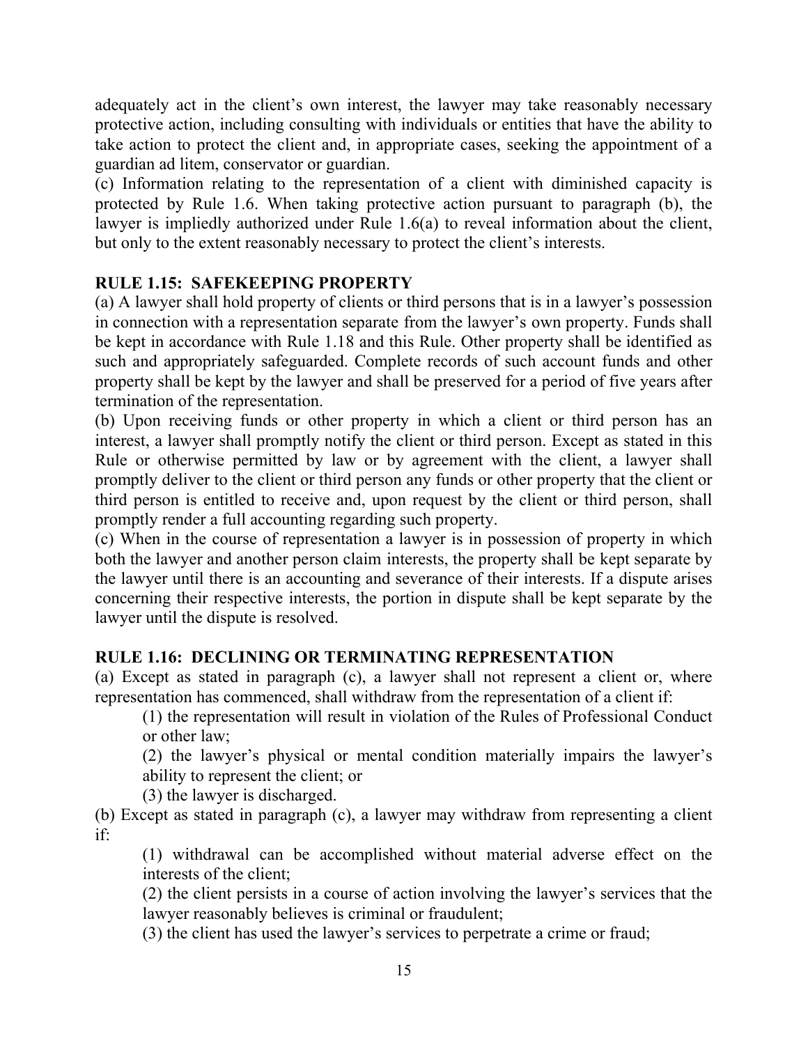adequately act in the client's own interest, the lawyer may take reasonably necessary protective action, including consulting with individuals or entities that have the ability to take action to protect the client and, in appropriate cases, seeking the appointment of a guardian ad litem, conservator or guardian.

(c) Information relating to the representation of a client with diminished capacity is protected by Rule 1.6. When taking protective action pursuant to paragraph (b), the lawyer is impliedly authorized under Rule 1.6(a) to reveal information about the client, but only to the extent reasonably necessary to protect the client's interests.

**RULE 1.15: SAFEKEEPING PROPERTY**

(a) A lawyer shall hold property of clients or third persons that is in a lawyer's possession in connection with a representation separate from the lawyer's own property. Funds shall be kept in accordance with Rule 1.18 and this Rule. Other property shall be identified as such and appropriately safeguarded. Complete records of such account funds and other property shall be kept by the lawyer and shall be preserved for a period of five years after termination of the representation.

(b) Upon receiving funds or other property in which a client or third person has an interest, a lawyer shall promptly notify the client or third person. Except as stated in this Rule or otherwise permitted by law or by agreement with the client, a lawyer shall promptly deliver to the client or third person any funds or other property that the client or third person is entitled to receive and, upon request by the client or third person, shall promptly render a full accounting regarding such property.

(c) When in the course of representation a lawyer is in possession of property in which both the lawyer and another person claim interests, the property shall be kept separate by the lawyer until there is an accounting and severance of their interests. If a dispute arises concerning their respective interests, the portion in dispute shall be kept separate by the lawyer until the dispute is resolved.

**RULE 1.16: DECLINING OR TERMINATING REPRESENTATION**

(a) Except as stated in paragraph (c), a lawyer shall not represent a client or, where representation has commenced, shall withdraw from the representation of a client if:

(1) the representation will result in violation of the Rules of Professional Conduct or other law;

(2) the lawyer's physical or mental condition materially impairs the lawyer's ability to represent the client; or

(3) the lawyer is discharged.

(b) Except as stated in paragraph (c), a lawyer may withdraw from representing a client if:

(1) withdrawal can be accomplished without material adverse effect on the interests of the client;

(2) the client persists in a course of action involving the lawyer's services that the lawyer reasonably believes is criminal or fraudulent;

(3) the client has used the lawyer's services to perpetrate a crime or fraud;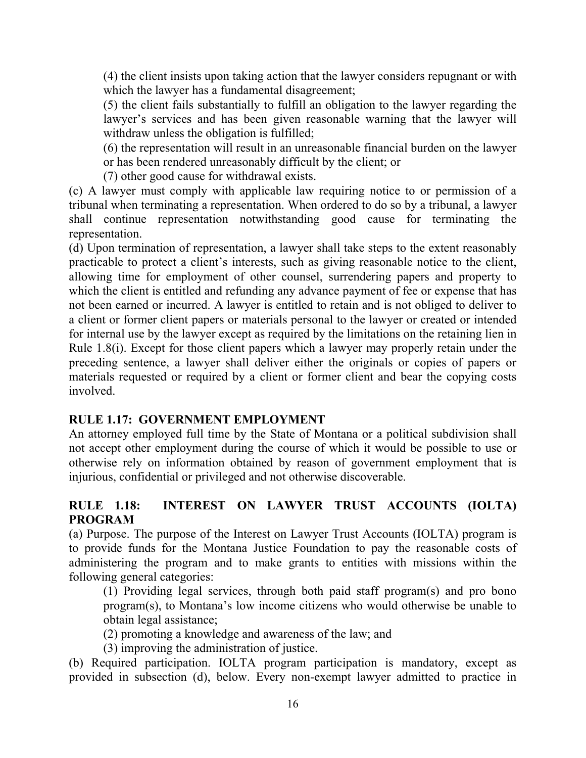(4) the client insists upon taking action that the lawyer considers repugnant or with which the lawyer has a fundamental disagreement;

(5) the client fails substantially to fulfill an obligation to the lawyer regarding the lawyer's services and has been given reasonable warning that the lawyer will withdraw unless the obligation is fulfilled;

(6) the representation will result in an unreasonable financial burden on the lawyer or has been rendered unreasonably difficult by the client; or

(7) other good cause for withdrawal exists.

(c) A lawyer must comply with applicable law requiring notice to or permission of a tribunal when terminating a representation. When ordered to do so by a tribunal, a lawyer shall continue representation notwithstanding good cause for terminating the representation.

(d) Upon termination of representation, a lawyer shall take steps to the extent reasonably practicable to protect a client's interests, such as giving reasonable notice to the client, allowing time for employment of other counsel, surrendering papers and property to which the client is entitled and refunding any advance payment of fee or expense that has not been earned or incurred. A lawyer is entitled to retain and is not obliged to deliver to a client or former client papers or materials personal to the lawyer or created or intended for internal use by the lawyer except as required by the limitations on the retaining lien in Rule 1.8(i). Except for those client papers which a lawyer may properly retain under the preceding sentence, a lawyer shall deliver either the originals or copies of papers or materials requested or required by a client or former client and bear the copying costs involved.

## RULE 1.17: GOVERNMENT EMPLOYMENT

An attorney employed full time by the State of Montana or a political subdivision shall not accept other employment during the course of which it would be possible to use or otherwise rely on information obtained by reason of government employment that is injurious, confidential or privileged and not otherwise discoverable.

## RULE 1.18: INTEREST ON LAWYER TRUST ACCOUNTS (IOLTA) PROGRAM

(a) Purpose. The purpose of the Interest on Lawyer Trust Accounts (IOLTA) program is to provide funds for the Montana Justice Foundation to pay the reasonable costs of administering the program and to make grants to entities with missions within the following general categories:

(1) Providing legal services, through both paid staff program(s) and pro bono program(s), to Montana's low income citizens who would otherwise be unable to obtain legal assistance;

(2) promoting a knowledge and awareness of the law; and

(3) improving the administration of justice.

(b) Required participation. IOLTA program participation is mandatory, except as provided in subsection (d), below. Every non-exempt lawyer admitted to practice in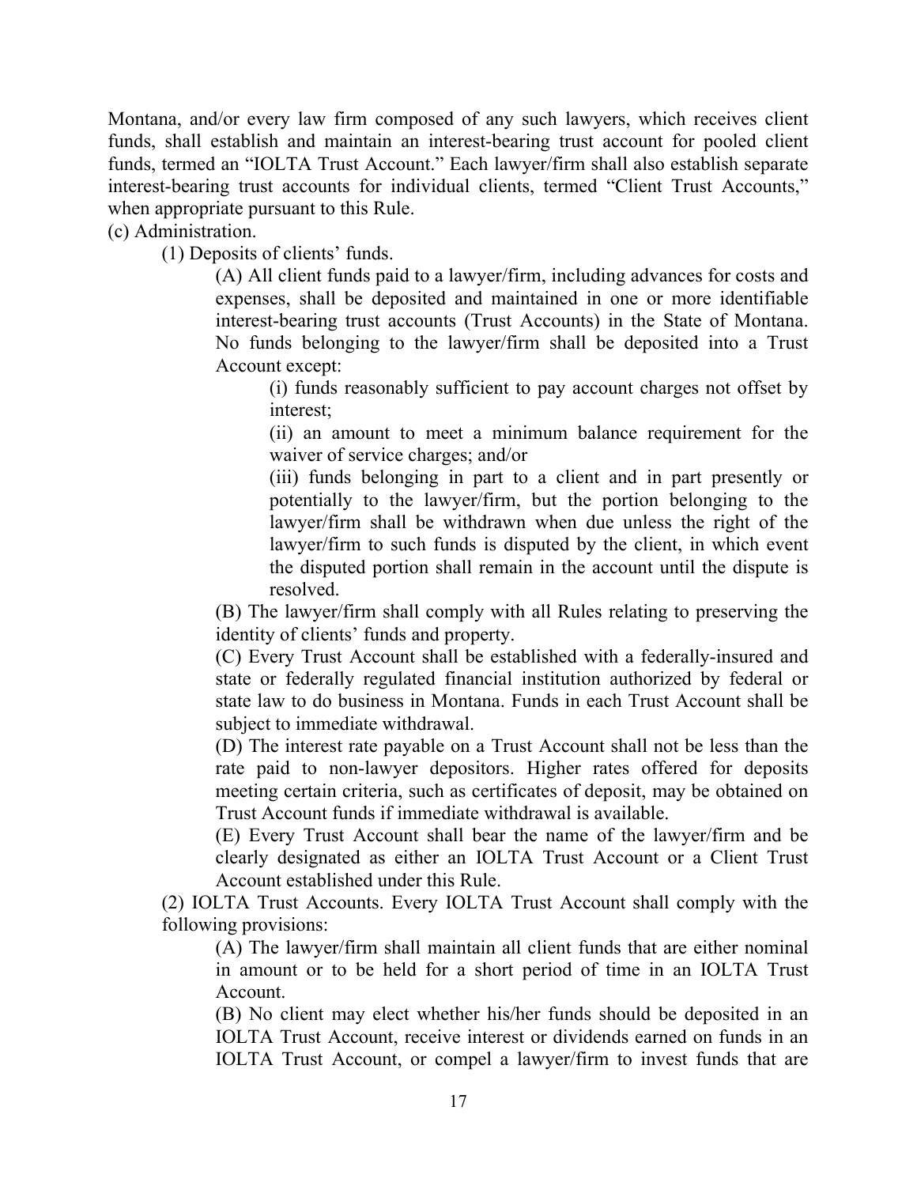Montana, and/or every law firm composed of any such lawyers, which receives client funds, shall establish and maintain an interest-bearing trust account for pooled client funds, termed an "IOLTA Trust Account." Each lawyer/firm shall also establish separate interest-bearing trust accounts for individual clients, termed "Client Trust Accounts," when appropriate pursuant to this Rule.

(c) Administration.

(1) Deposits of clients' funds.

(A) All client funds paid to a lawyer/firm, including advances for costs and expenses, shall be deposited and maintained in one or more identifiable interest-bearing trust accounts (Trust Accounts) in the State of Montana. No funds belonging to the lawyer/firm shall be deposited into a Trust Account except:

(i) funds reasonably sufficient to pay account charges not offset by interest;

(ii) an amount to meet a minimum balance requirement for the waiver of service charges; and/or

(iii) funds belonging in part to a client and in part presently or potentially to the lawyer/firm, but the portion belonging to the lawyer/firm shall be withdrawn when due unless the right of the lawyer/firm to such funds is disputed by the client, in which event the disputed portion shall remain in the account until the dispute is resolved.

(B) The lawyer/firm shall comply with all Rules relating to preserving the identity of clients' funds and property.

(C) Every Trust Account shall be established with a federally-insured and state or federally regulated financial institution authorized by federal or state law to do business in Montana. Funds in each Trust Account shall be subject to immediate withdrawal.

(D) The interest rate payable on a Trust Account shall not be less than the rate paid to non-lawyer depositors. Higher rates offered for deposits meeting certain criteria, such as certificates of deposit, may be obtained on Trust Account funds if immediate withdrawal is available.

(E) Every Trust Account shall bear the name of the lawyer/firm and be clearly designated as either an IOLTA Trust Account or a Client Trust Account established under this Rule.

(2) IOLTA Trust Accounts. Every IOLTA Trust Account shall comply with the following provisions:

(A) The lawyer/firm shall maintain all client funds that are either nominal in amount or to be held for a short period of time in an IOLTA Trust Account.

(B) No client may elect whether his/her funds should be deposited in an IOLTA Trust Account, receive interest or dividends earned on funds in an IOLTA Trust Account, or compel a lawyer/firm to invest funds that are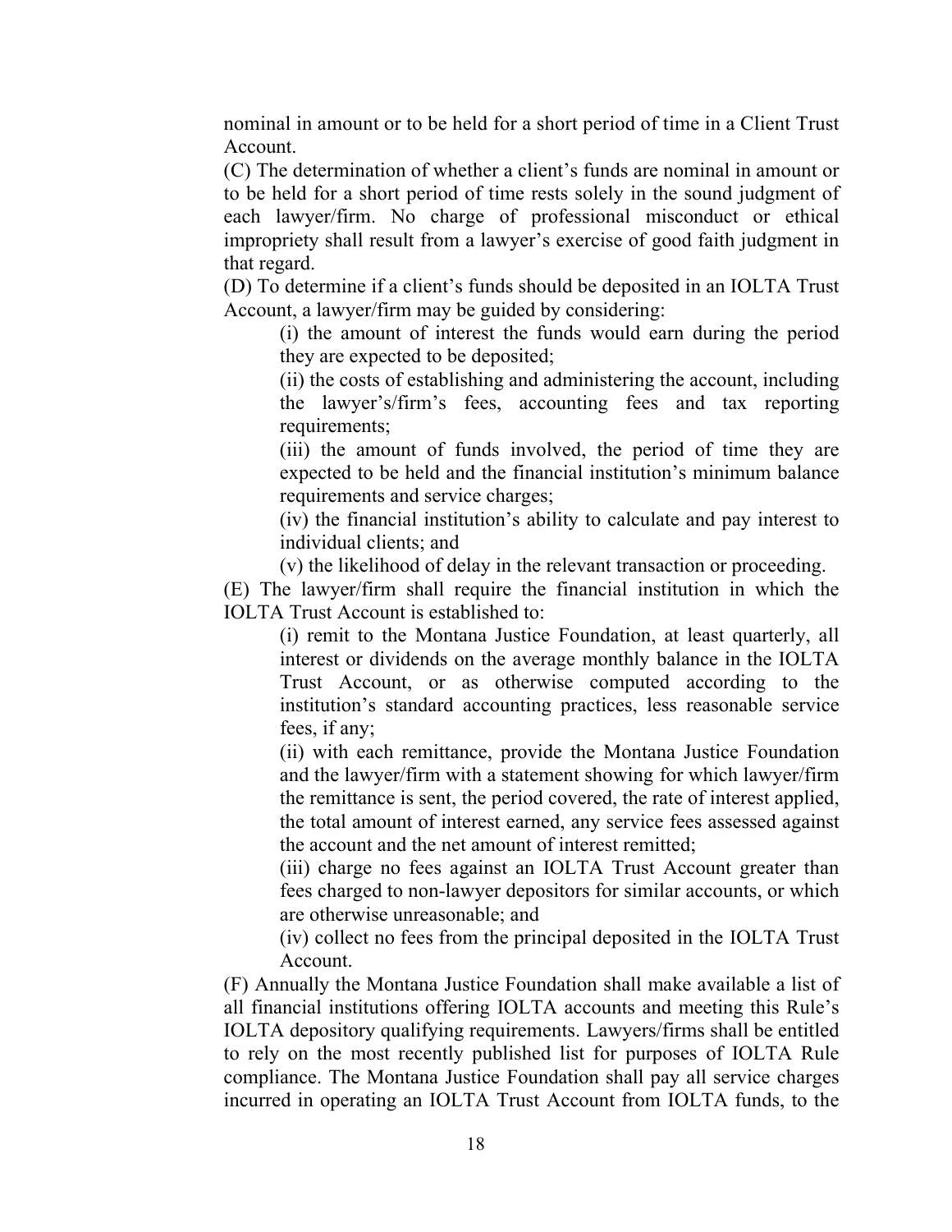nominal in amount or to be held for a short period of time in a Client Trust Account.

(C) The determination of whether a client's funds are nominal in amount or to be held for a short period of time rests solely in the sound judgment of each lawyer/firm. No charge of professional misconduct or ethical impropriety shall result from a lawyer's exercise of good faith judgment in that regard.

(D) To determine if a client's funds should be deposited in an IOLTA Trust Account, a lawyer/firm may be guided by considering:

> (i) the amount of interest the funds would earn during the period they are expected to be deposited;
>
> (ii) the costs of establishing and administering the account, including the lawyer's/firm's fees, accounting fees and tax reporting requirements;
>
> (iii) the amount of funds involved, the period of time they are expected to be held and the financial institution's minimum balance requirements and service charges;
>
> (iv) the financial institution's ability to calculate and pay interest to individual clients; and
>
> (v) the likelihood of delay in the relevant transaction or proceeding.

(E) The lawyer/firm shall require the financial institution in which the IOLTA Trust Account is established to:

> (i) remit to the Montana Justice Foundation, at least quarterly, all interest or dividends on the average monthly balance in the IOLTA Trust Account, or as otherwise computed according to the institution's standard accounting practices, less reasonable service fees, if any;
>
> (ii) with each remittance, provide the Montana Justice Foundation and the lawyer/firm with a statement showing for which lawyer/firm the remittance is sent, the period covered, the rate of interest applied, the total amount of interest earned, any service fees assessed against the account and the net amount of interest remitted;
>
> (iii) charge no fees against an IOLTA Trust Account greater than fees charged to non-lawyer depositors for similar accounts, or which are otherwise unreasonable; and
>
> (iv) collect no fees from the principal deposited in the IOLTA Trust Account.

(F) Annually the Montana Justice Foundation shall make available a list of all financial institutions offering IOLTA accounts and meeting this Rule's IOLTA depository qualifying requirements. Lawyers/firms shall be entitled to rely on the most recently published list for purposes of IOLTA Rule compliance. The Montana Justice Foundation shall pay all service charges incurred in operating an IOLTA Trust Account from IOLTA funds, to the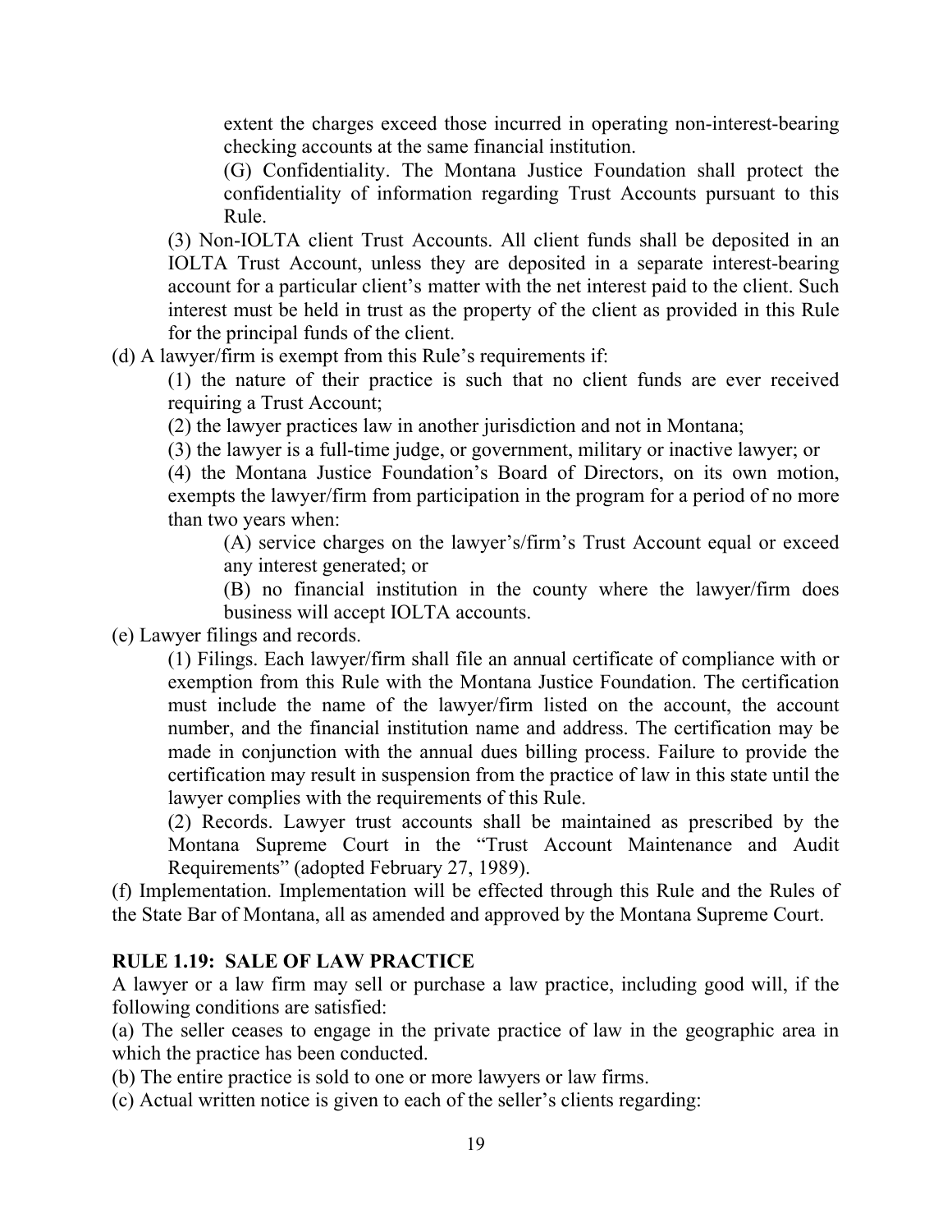extent the charges exceed those incurred in operating non-interest-bearing checking accounts at the same financial institution.

(G) Confidentiality. The Montana Justice Foundation shall protect the confidentiality of information regarding Trust Accounts pursuant to this Rule.

(3) Non-IOLTA client Trust Accounts. All client funds shall be deposited in an IOLTA Trust Account, unless they are deposited in a separate interest-bearing account for a particular client's matter with the net interest paid to the client. Such interest must be held in trust as the property of the client as provided in this Rule for the principal funds of the client.

(d) A lawyer/firm is exempt from this Rule's requirements if:

(1) the nature of their practice is such that no client funds are ever received requiring a Trust Account;

(2) the lawyer practices law in another jurisdiction and not in Montana;

(3) the lawyer is a full-time judge, or government, military or inactive lawyer; or

(4) the Montana Justice Foundation's Board of Directors, on its own motion, exempts the lawyer/firm from participation in the program for a period of no more than two years when:

(A) service charges on the lawyer's/firm's Trust Account equal or exceed any interest generated; or

(B) no financial institution in the county where the lawyer/firm does business will accept IOLTA accounts.

(e) Lawyer filings and records.

(1) Filings. Each lawyer/firm shall file an annual certificate of compliance with or exemption from this Rule with the Montana Justice Foundation. The certification must include the name of the lawyer/firm listed on the account, the account number, and the financial institution name and address. The certification may be made in conjunction with the annual dues billing process. Failure to provide the certification may result in suspension from the practice of law in this state until the lawyer complies with the requirements of this Rule.

(2) Records. Lawyer trust accounts shall be maintained as prescribed by the Montana Supreme Court in the "Trust Account Maintenance and Audit Requirements" (adopted February 27, 1989).

(f) Implementation. Implementation will be effected through this Rule and the Rules of the State Bar of Montana, all as amended and approved by the Montana Supreme Court.

## RULE 1.19: SALE OF LAW PRACTICE

A lawyer or a law firm may sell or purchase a law practice, including good will, if the following conditions are satisfied:

(a) The seller ceases to engage in the private practice of law in the geographic area in which the practice has been conducted.

(b) The entire practice is sold to one or more lawyers or law firms.

(c) Actual written notice is given to each of the seller's clients regarding: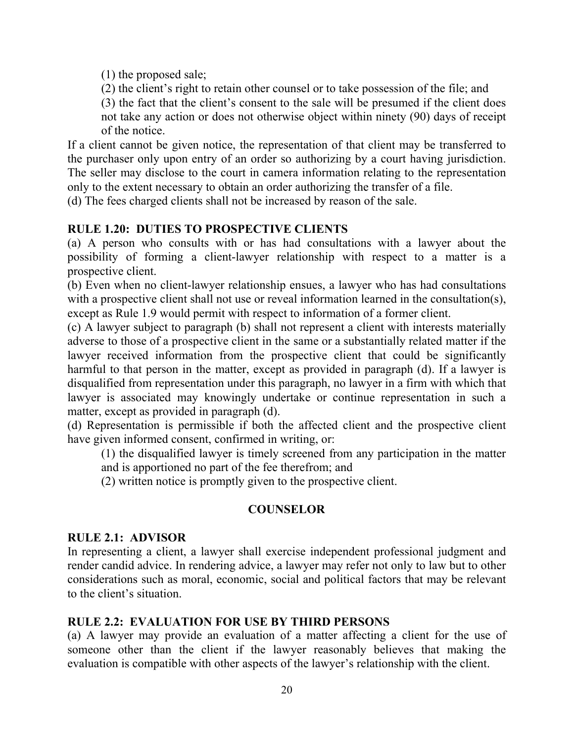(1) the proposed sale;

(2) the client's right to retain other counsel or to take possession of the file; and

(3) the fact that the client's consent to the sale will be presumed if the client does not take any action or does not otherwise object within ninety (90) days of receipt of the notice.

If a client cannot be given notice, the representation of that client may be transferred to the purchaser only upon entry of an order so authorizing by a court having jurisdiction. The seller may disclose to the court in camera information relating to the representation only to the extent necessary to obtain an order authorizing the transfer of a file.

(d) The fees charged clients shall not be increased by reason of the sale.

**RULE 1.20: DUTIES TO PROSPECTIVE CLIENTS**

(a) A person who consults with or has had consultations with a lawyer about the possibility of forming a client-lawyer relationship with respect to a matter is a prospective client.

(b) Even when no client-lawyer relationship ensues, a lawyer who has had consultations with a prospective client shall not use or reveal information learned in the consultation(s), except as Rule 1.9 would permit with respect to information of a former client.

(c) A lawyer subject to paragraph (b) shall not represent a client with interests materially adverse to those of a prospective client in the same or a substantially related matter if the lawyer received information from the prospective client that could be significantly harmful to that person in the matter, except as provided in paragraph (d). If a lawyer is disqualified from representation under this paragraph, no lawyer in a firm with which that lawyer is associated may knowingly undertake or continue representation in such a matter, except as provided in paragraph (d).

(d) Representation is permissible if both the affected client and the prospective client have given informed consent, confirmed in writing, or:

(1) the disqualified lawyer is timely screened from any participation in the matter and is apportioned no part of the fee therefrom; and

(2) written notice is promptly given to the prospective client.

## COUNSELOR

**RULE 2.1: ADVISOR**

In representing a client, a lawyer shall exercise independent professional judgment and render candid advice. In rendering advice, a lawyer may refer not only to law but to other considerations such as moral, economic, social and political factors that may be relevant to the client's situation.

**RULE 2.2: EVALUATION FOR USE BY THIRD PERSONS**

(a) A lawyer may provide an evaluation of a matter affecting a client for the use of someone other than the client if the lawyer reasonably believes that making the evaluation is compatible with other aspects of the lawyer's relationship with the client.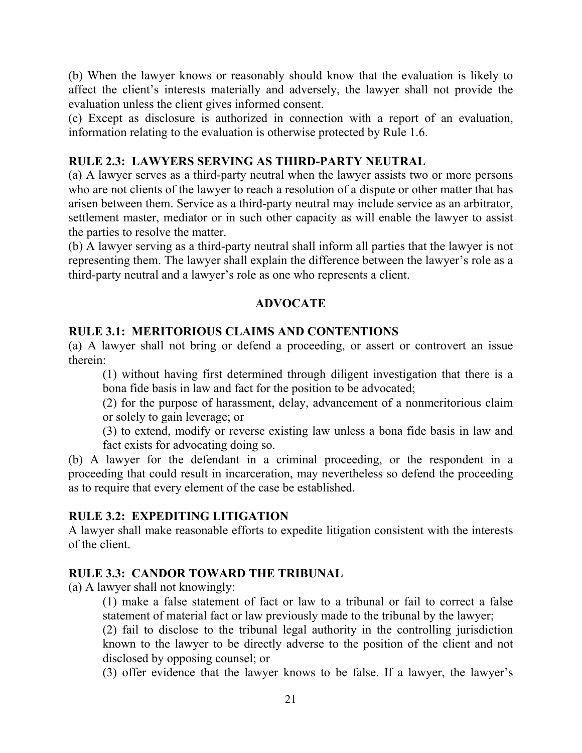(b) When the lawyer knows or reasonably should know that the evaluation is likely to affect the client's interests materially and adversely, the lawyer shall not provide the evaluation unless the client gives informed consent.

(c) Except as disclosure is authorized in connection with a report of an evaluation, information relating to the evaluation is otherwise protected by Rule 1.6.

### RULE 2.3: LAWYERS SERVING AS THIRD-PARTY NEUTRAL

(a) A lawyer serves as a third-party neutral when the lawyer assists two or more persons who are not clients of the lawyer to reach a resolution of a dispute or other matter that has arisen between them. Service as a third-party neutral may include service as an arbitrator, settlement master, mediator or in such other capacity as will enable the lawyer to assist the parties to resolve the matter.

(b) A lawyer serving as a third-party neutral shall inform all parties that the lawyer is not representing them. The lawyer shall explain the difference between the lawyer's role as a third-party neutral and a lawyer's role as one who represents a client.

## ADVOCATE

### RULE 3.1: MERITORIOUS CLAIMS AND CONTENTIONS

(a) A lawyer shall not bring or defend a proceeding, or assert or controvert an issue therein:

> (1) without having first determined through diligent investigation that there is a bona fide basis in law and fact for the position to be advocated;
>
> (2) for the purpose of harassment, delay, advancement of a nonmeritorious claim or solely to gain leverage; or
>
> (3) to extend, modify or reverse existing law unless a bona fide basis in law and fact exists for advocating doing so.

(b) A lawyer for the defendant in a criminal proceeding, or the respondent in a proceeding that could result in incarceration, may nevertheless so defend the proceeding as to require that every element of the case be established.

### RULE 3.2: EXPEDITING LITIGATION

A lawyer shall make reasonable efforts to expedite litigation consistent with the interests of the client.

### RULE 3.3: CANDOR TOWARD THE TRIBUNAL

(a) A lawyer shall not knowingly:

> (1) make a false statement of fact or law to a tribunal or fail to correct a false statement of material fact or law previously made to the tribunal by the lawyer;
>
> (2) fail to disclose to the tribunal legal authority in the controlling jurisdiction known to the lawyer to be directly adverse to the position of the client and not disclosed by opposing counsel; or
>
> (3) offer evidence that the lawyer knows to be false. If a lawyer, the lawyer's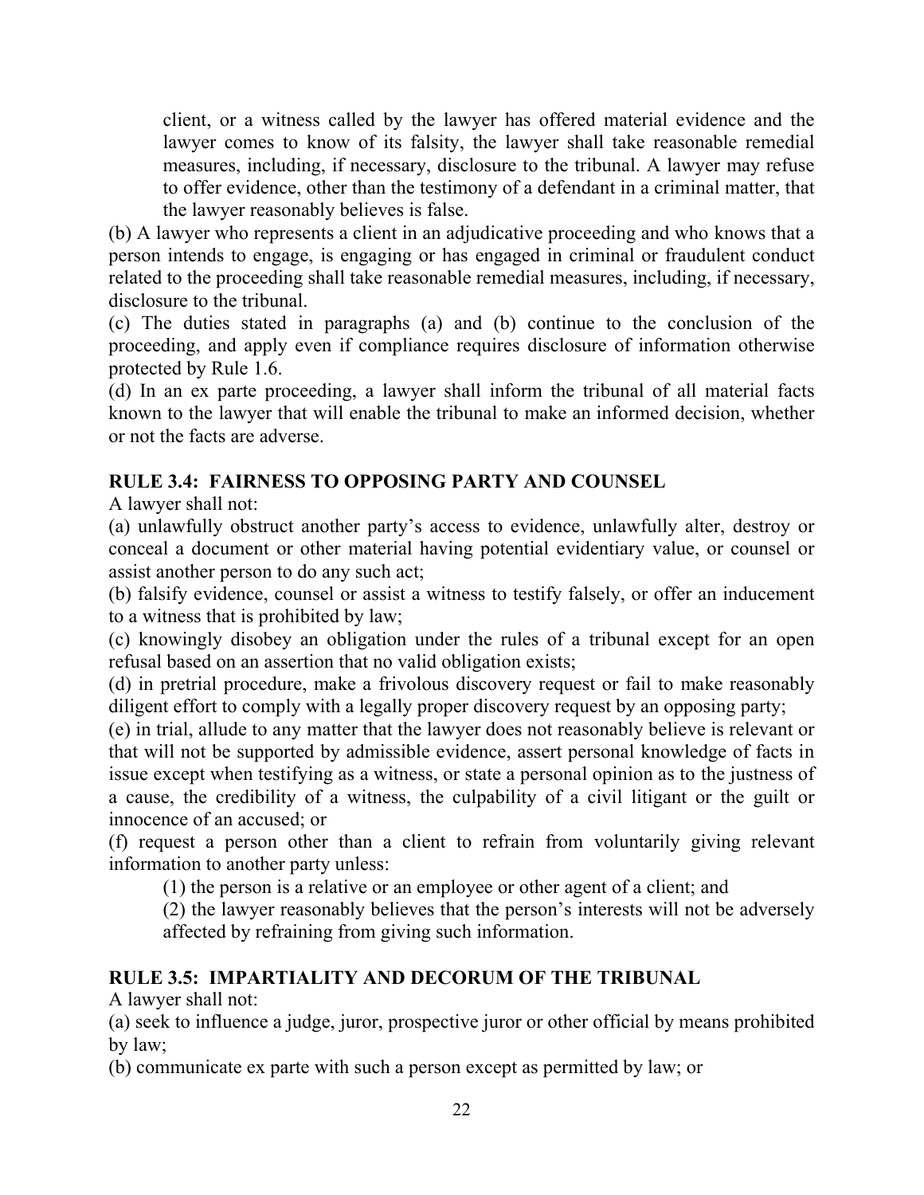client, or a witness called by the lawyer has offered material evidence and the lawyer comes to know of its falsity, the lawyer shall take reasonable remedial measures, including, if necessary, disclosure to the tribunal. A lawyer may refuse to offer evidence, other than the testimony of a defendant in a criminal matter, that the lawyer reasonably believes is false.

(b) A lawyer who represents a client in an adjudicative proceeding and who knows that a person intends to engage, is engaging or has engaged in criminal or fraudulent conduct related to the proceeding shall take reasonable remedial measures, including, if necessary, disclosure to the tribunal.

(c) The duties stated in paragraphs (a) and (b) continue to the conclusion of the proceeding, and apply even if compliance requires disclosure of information otherwise protected by Rule 1.6.

(d) In an ex parte proceeding, a lawyer shall inform the tribunal of all material facts known to the lawyer that will enable the tribunal to make an informed decision, whether or not the facts are adverse.

**RULE 3.4: FAIRNESS TO OPPOSING PARTY AND COUNSEL**

A lawyer shall not:

(a) unlawfully obstruct another party's access to evidence, unlawfully alter, destroy or conceal a document or other material having potential evidentiary value, or counsel or assist another person to do any such act;

(b) falsify evidence, counsel or assist a witness to testify falsely, or offer an inducement to a witness that is prohibited by law;

(c) knowingly disobey an obligation under the rules of a tribunal except for an open refusal based on an assertion that no valid obligation exists;

(d) in pretrial procedure, make a frivolous discovery request or fail to make reasonably diligent effort to comply with a legally proper discovery request by an opposing party;

(e) in trial, allude to any matter that the lawyer does not reasonably believe is relevant or that will not be supported by admissible evidence, assert personal knowledge of facts in issue except when testifying as a witness, or state a personal opinion as to the justness of a cause, the credibility of a witness, the culpability of a civil litigant or the guilt or innocence of an accused; or

(f) request a person other than a client to refrain from voluntarily giving relevant information to another party unless:

(1) the person is a relative or an employee or other agent of a client; and

(2) the lawyer reasonably believes that the person's interests will not be adversely affected by refraining from giving such information.

**RULE 3.5: IMPARTIALITY AND DECORUM OF THE TRIBUNAL**

A lawyer shall not:

(a) seek to influence a judge, juror, prospective juror or other official by means prohibited by law;

(b) communicate ex parte with such a person except as permitted by law; or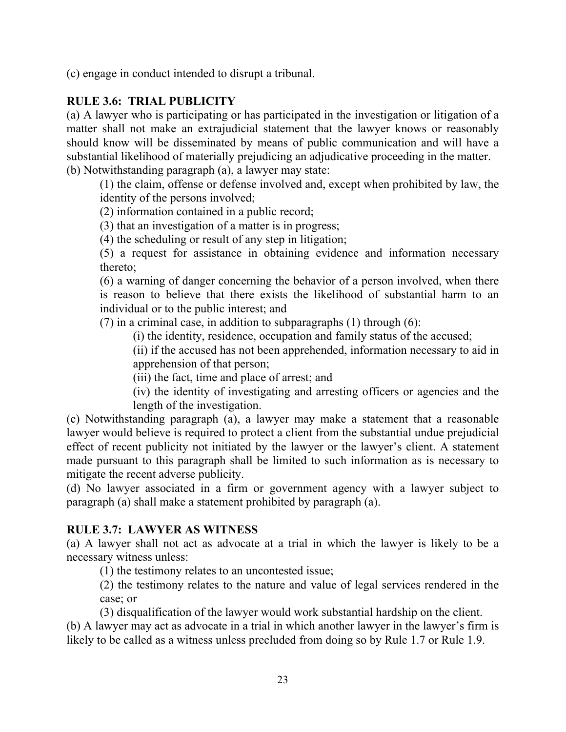(c) engage in conduct intended to disrupt a tribunal.

## RULE 3.6: TRIAL PUBLICITY

(a) A lawyer who is participating or has participated in the investigation or litigation of a matter shall not make an extrajudicial statement that the lawyer knows or reasonably should know will be disseminated by means of public communication and will have a substantial likelihood of materially prejudicing an adjudicative proceeding in the matter.

(b) Notwithstanding paragraph (a), a lawyer may state:

(1) the claim, offense or defense involved and, except when prohibited by law, the identity of the persons involved;

(2) information contained in a public record;

(3) that an investigation of a matter is in progress;

(4) the scheduling or result of any step in litigation;

(5) a request for assistance in obtaining evidence and information necessary thereto;

(6) a warning of danger concerning the behavior of a person involved, when there is reason to believe that there exists the likelihood of substantial harm to an individual or to the public interest; and

(7) in a criminal case, in addition to subparagraphs (1) through (6):

(i) the identity, residence, occupation and family status of the accused;

(ii) if the accused has not been apprehended, information necessary to aid in apprehension of that person;

(iii) the fact, time and place of arrest; and

(iv) the identity of investigating and arresting officers or agencies and the length of the investigation.

(c) Notwithstanding paragraph (a), a lawyer may make a statement that a reasonable lawyer would believe is required to protect a client from the substantial undue prejudicial effect of recent publicity not initiated by the lawyer or the lawyer's client. A statement made pursuant to this paragraph shall be limited to such information as is necessary to mitigate the recent adverse publicity.

(d) No lawyer associated in a firm or government agency with a lawyer subject to paragraph (a) shall make a statement prohibited by paragraph (a).

## RULE 3.7: LAWYER AS WITNESS

(a) A lawyer shall not act as advocate at a trial in which the lawyer is likely to be a necessary witness unless:

(1) the testimony relates to an uncontested issue;

(2) the testimony relates to the nature and value of legal services rendered in the case; or

(3) disqualification of the lawyer would work substantial hardship on the client.

(b) A lawyer may act as advocate in a trial in which another lawyer in the lawyer's firm is likely to be called as a witness unless precluded from doing so by Rule 1.7 or Rule 1.9.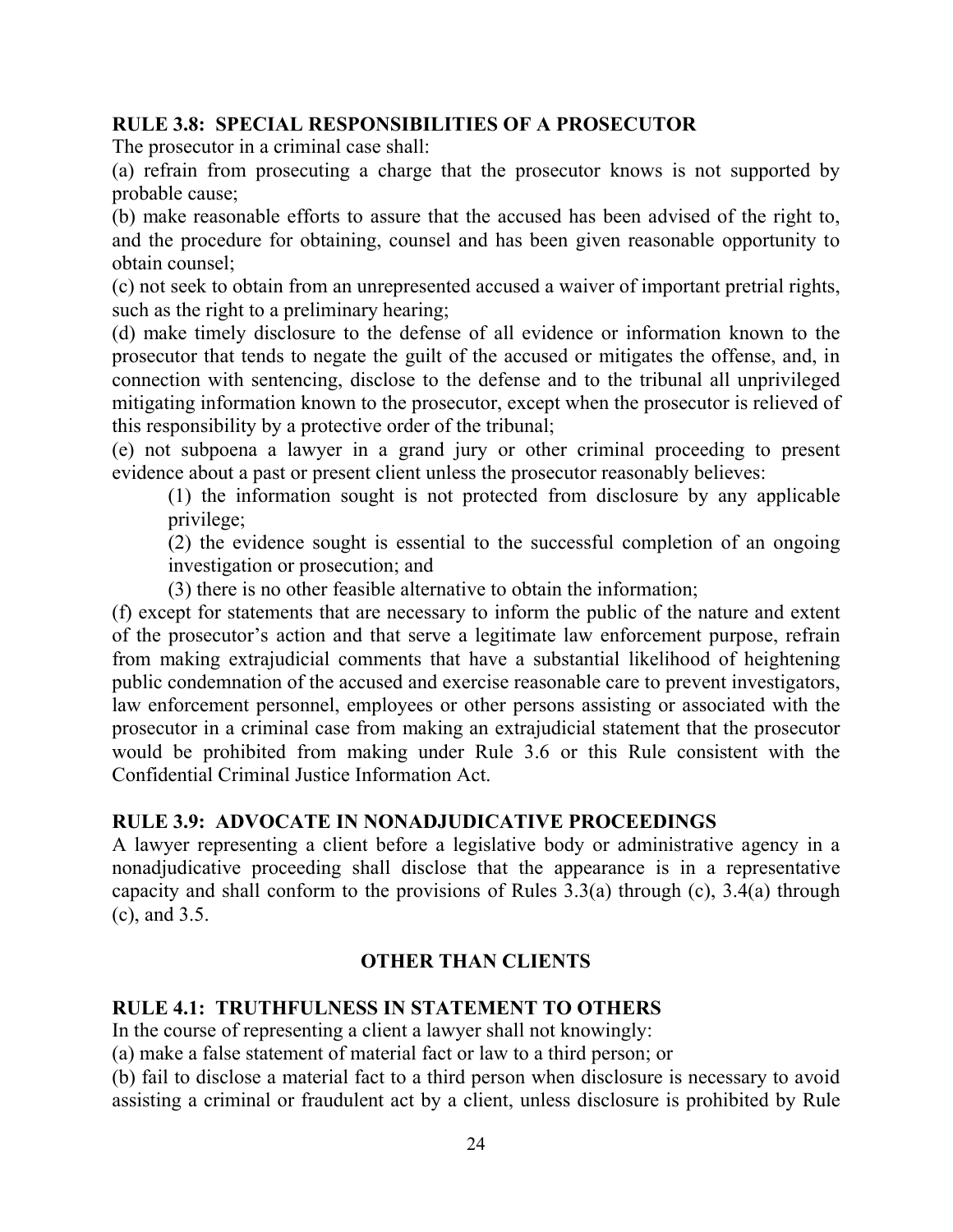**RULE 3.8: SPECIAL RESPONSIBILITIES OF A PROSECUTOR**

The prosecutor in a criminal case shall:

(a) refrain from prosecuting a charge that the prosecutor knows is not supported by probable cause;

(b) make reasonable efforts to assure that the accused has been advised of the right to, and the procedure for obtaining, counsel and has been given reasonable opportunity to obtain counsel;

(c) not seek to obtain from an unrepresented accused a waiver of important pretrial rights, such as the right to a preliminary hearing;

(d) make timely disclosure to the defense of all evidence or information known to the prosecutor that tends to negate the guilt of the accused or mitigates the offense, and, in connection with sentencing, disclose to the defense and to the tribunal all unprivileged mitigating information known to the prosecutor, except when the prosecutor is relieved of this responsibility by a protective order of the tribunal;

(e) not subpoena a lawyer in a grand jury or other criminal proceeding to present evidence about a past or present client unless the prosecutor reasonably believes:

(1) the information sought is not protected from disclosure by any applicable privilege;

(2) the evidence sought is essential to the successful completion of an ongoing investigation or prosecution; and

(3) there is no other feasible alternative to obtain the information;

(f) except for statements that are necessary to inform the public of the nature and extent of the prosecutor's action and that serve a legitimate law enforcement purpose, refrain from making extrajudicial comments that have a substantial likelihood of heightening public condemnation of the accused and exercise reasonable care to prevent investigators, law enforcement personnel, employees or other persons assisting or associated with the prosecutor in a criminal case from making an extrajudicial statement that the prosecutor would be prohibited from making under Rule 3.6 or this Rule consistent with the Confidential Criminal Justice Information Act.

**RULE 3.9: ADVOCATE IN NONADJUDICATIVE PROCEEDINGS**

A lawyer representing a client before a legislative body or administrative agency in a nonadjudicative proceeding shall disclose that the appearance is in a representative capacity and shall conform to the provisions of Rules 3.3(a) through (c), 3.4(a) through (c), and 3.5.

## OTHER THAN CLIENTS

**RULE 4.1: TRUTHFULNESS IN STATEMENT TO OTHERS**

In the course of representing a client a lawyer shall not knowingly:

(a) make a false statement of material fact or law to a third person; or

(b) fail to disclose a material fact to a third person when disclosure is necessary to avoid assisting a criminal or fraudulent act by a client, unless disclosure is prohibited by Rule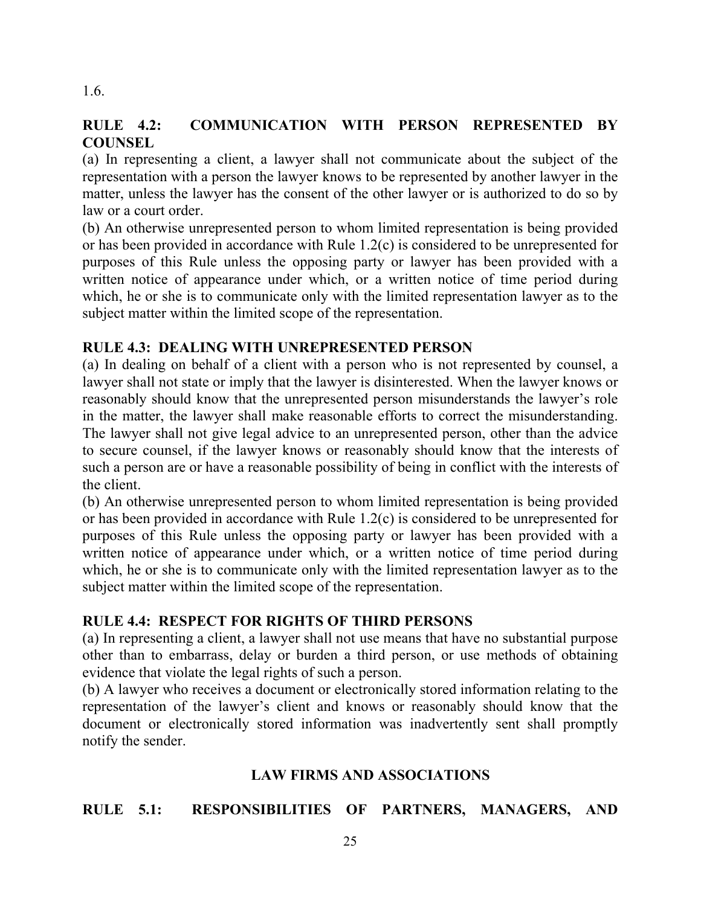1.6.

### RULE 4.2: COMMUNICATION WITH PERSON REPRESENTED BY COUNSEL

(a) In representing a client, a lawyer shall not communicate about the subject of the representation with a person the lawyer knows to be represented by another lawyer in the matter, unless the lawyer has the consent of the other lawyer or is authorized to do so by law or a court order.

(b) An otherwise unrepresented person to whom limited representation is being provided or has been provided in accordance with Rule 1.2(c) is considered to be unrepresented for purposes of this Rule unless the opposing party or lawyer has been provided with a written notice of appearance under which, or a written notice of time period during which, he or she is to communicate only with the limited representation lawyer as to the subject matter within the limited scope of the representation.

### RULE 4.3: DEALING WITH UNREPRESENTED PERSON

(a) In dealing on behalf of a client with a person who is not represented by counsel, a lawyer shall not state or imply that the lawyer is disinterested. When the lawyer knows or reasonably should know that the unrepresented person misunderstands the lawyer's role in the matter, the lawyer shall make reasonable efforts to correct the misunderstanding. The lawyer shall not give legal advice to an unrepresented person, other than the advice to secure counsel, if the lawyer knows or reasonably should know that the interests of such a person are or have a reasonable possibility of being in conflict with the interests of the client.

(b) An otherwise unrepresented person to whom limited representation is being provided or has been provided in accordance with Rule 1.2(c) is considered to be unrepresented for purposes of this Rule unless the opposing party or lawyer has been provided with a written notice of appearance under which, or a written notice of time period during which, he or she is to communicate only with the limited representation lawyer as to the subject matter within the limited scope of the representation.

### RULE 4.4: RESPECT FOR RIGHTS OF THIRD PERSONS

(a) In representing a client, a lawyer shall not use means that have no substantial purpose other than to embarrass, delay or burden a third person, or use methods of obtaining evidence that violate the legal rights of such a person.

(b) A lawyer who receives a document or electronically stored information relating to the representation of the lawyer's client and knows or reasonably should know that the document or electronically stored information was inadvertently sent shall promptly notify the sender.

## LAW FIRMS AND ASSOCIATIONS

### RULE 5.1: RESPONSIBILITIES OF PARTNERS, MANAGERS, AND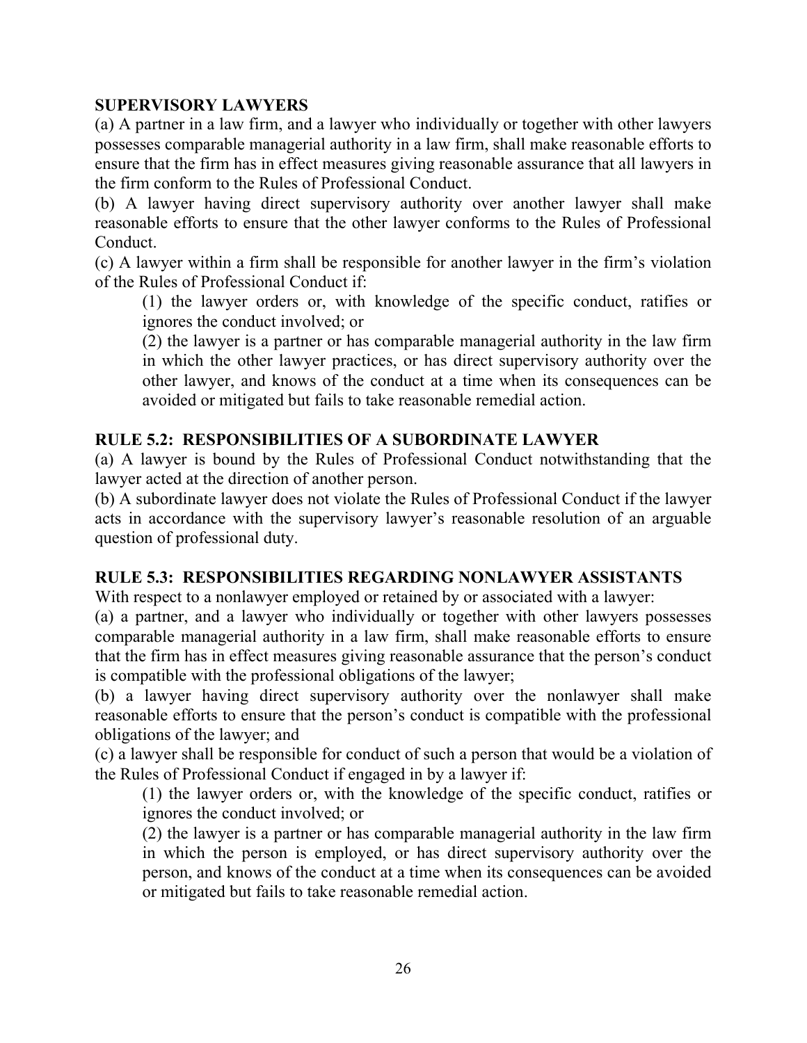### SUPERVISORY LAWYERS

(a) A partner in a law firm, and a lawyer who individually or together with other lawyers possesses comparable managerial authority in a law firm, shall make reasonable efforts to ensure that the firm has in effect measures giving reasonable assurance that all lawyers in the firm conform to the Rules of Professional Conduct.

(b) A lawyer having direct supervisory authority over another lawyer shall make reasonable efforts to ensure that the other lawyer conforms to the Rules of Professional Conduct.

(c) A lawyer within a firm shall be responsible for another lawyer in the firm's violation of the Rules of Professional Conduct if:

> (1) the lawyer orders or, with knowledge of the specific conduct, ratifies or ignores the conduct involved; or
>
> (2) the lawyer is a partner or has comparable managerial authority in the law firm in which the other lawyer practices, or has direct supervisory authority over the other lawyer, and knows of the conduct at a time when its consequences can be avoided or mitigated but fails to take reasonable remedial action.

### RULE 5.2: RESPONSIBILITIES OF A SUBORDINATE LAWYER

(a) A lawyer is bound by the Rules of Professional Conduct notwithstanding that the lawyer acted at the direction of another person.

(b) A subordinate lawyer does not violate the Rules of Professional Conduct if the lawyer acts in accordance with the supervisory lawyer's reasonable resolution of an arguable question of professional duty.

### RULE 5.3: RESPONSIBILITIES REGARDING NONLAWYER ASSISTANTS

With respect to a nonlawyer employed or retained by or associated with a lawyer:

(a) a partner, and a lawyer who individually or together with other lawyers possesses comparable managerial authority in a law firm, shall make reasonable efforts to ensure that the firm has in effect measures giving reasonable assurance that the person's conduct is compatible with the professional obligations of the lawyer;

(b) a lawyer having direct supervisory authority over the nonlawyer shall make reasonable efforts to ensure that the person's conduct is compatible with the professional obligations of the lawyer; and

(c) a lawyer shall be responsible for conduct of such a person that would be a violation of the Rules of Professional Conduct if engaged in by a lawyer if:

> (1) the lawyer orders or, with the knowledge of the specific conduct, ratifies or ignores the conduct involved; or
>
> (2) the lawyer is a partner or has comparable managerial authority in the law firm in which the person is employed, or has direct supervisory authority over the person, and knows of the conduct at a time when its consequences can be avoided or mitigated but fails to take reasonable remedial action.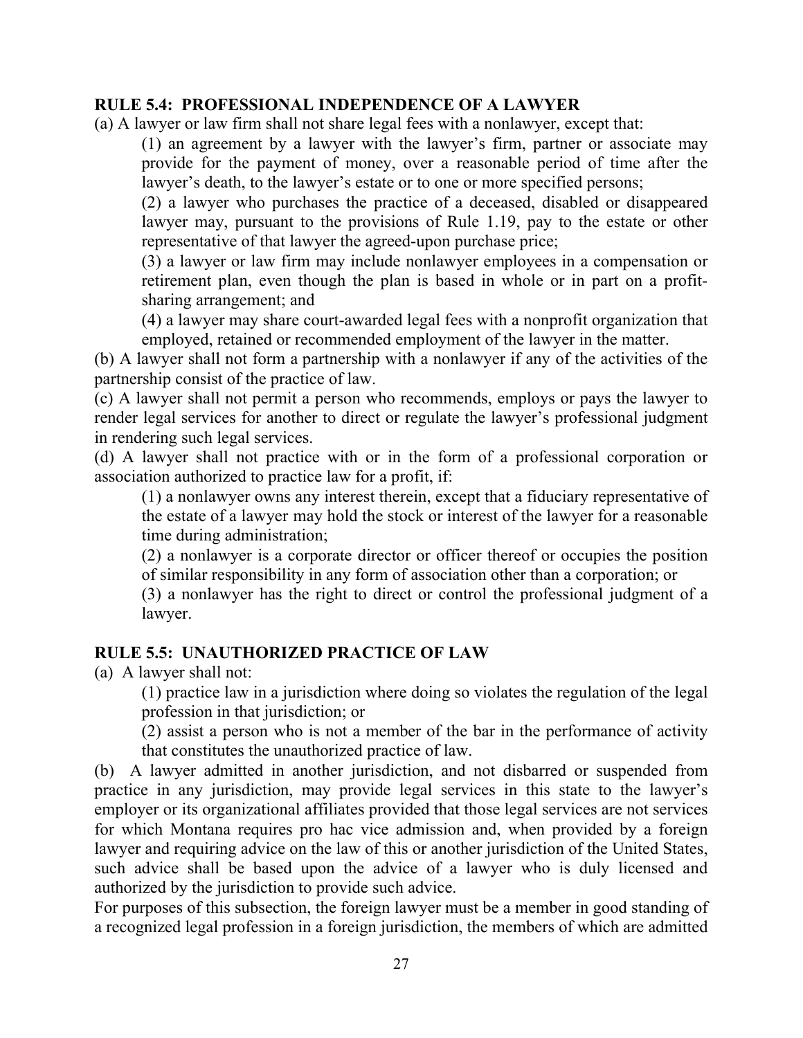### RULE 5.4: PROFESSIONAL INDEPENDENCE OF A LAWYER

(a) A lawyer or law firm shall not share legal fees with a nonlawyer, except that:

> (1) an agreement by a lawyer with the lawyer's firm, partner or associate may provide for the payment of money, over a reasonable period of time after the lawyer's death, to the lawyer's estate or to one or more specified persons;
>
> (2) a lawyer who purchases the practice of a deceased, disabled or disappeared lawyer may, pursuant to the provisions of Rule 1.19, pay to the estate or other representative of that lawyer the agreed-upon purchase price;
>
> (3) a lawyer or law firm may include nonlawyer employees in a compensation or retirement plan, even though the plan is based in whole or in part on a profit-sharing arrangement; and
>
> (4) a lawyer may share court-awarded legal fees with a nonprofit organization that employed, retained or recommended employment of the lawyer in the matter.

(b) A lawyer shall not form a partnership with a nonlawyer if any of the activities of the partnership consist of the practice of law.

(c) A lawyer shall not permit a person who recommends, employs or pays the lawyer to render legal services for another to direct or regulate the lawyer's professional judgment in rendering such legal services.

(d) A lawyer shall not practice with or in the form of a professional corporation or association authorized to practice law for a profit, if:

> (1) a nonlawyer owns any interest therein, except that a fiduciary representative of the estate of a lawyer may hold the stock or interest of the lawyer for a reasonable time during administration;
>
> (2) a nonlawyer is a corporate director or officer thereof or occupies the position of similar responsibility in any form of association other than a corporation; or
>
> (3) a nonlawyer has the right to direct or control the professional judgment of a lawyer.

### RULE 5.5: UNAUTHORIZED PRACTICE OF LAW

(a) A lawyer shall not:

> (1) practice law in a jurisdiction where doing so violates the regulation of the legal profession in that jurisdiction; or
>
> (2) assist a person who is not a member of the bar in the performance of activity that constitutes the unauthorized practice of law.

(b) A lawyer admitted in another jurisdiction, and not disbarred or suspended from practice in any jurisdiction, may provide legal services in this state to the lawyer's employer or its organizational affiliates provided that those legal services are not services for which Montana requires pro hac vice admission and, when provided by a foreign lawyer and requiring advice on the law of this or another jurisdiction of the United States, such advice shall be based upon the advice of a lawyer who is duly licensed and authorized by the jurisdiction to provide such advice.

For purposes of this subsection, the foreign lawyer must be a member in good standing of a recognized legal profession in a foreign jurisdiction, the members of which are admitted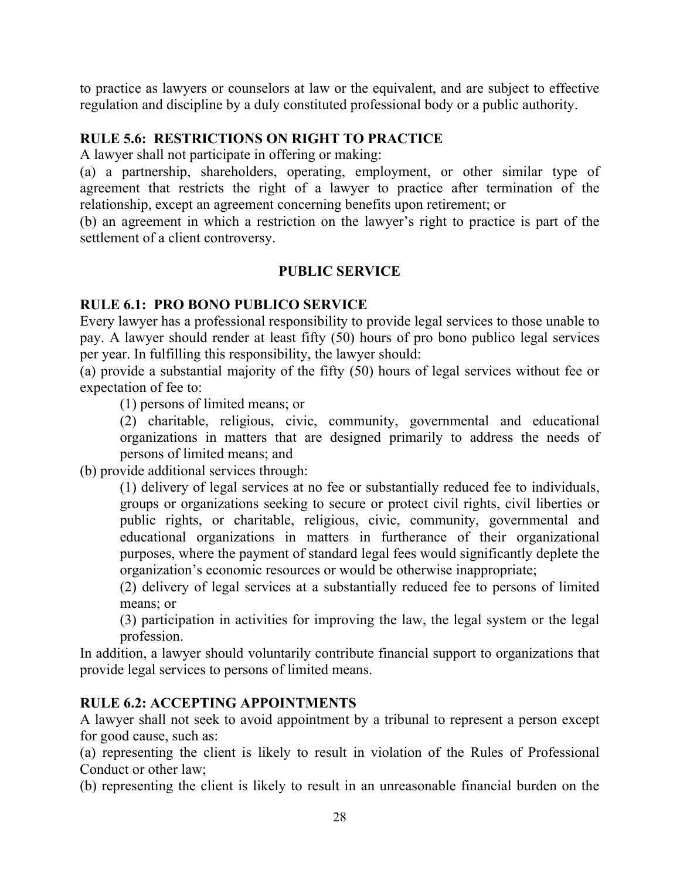to practice as lawyers or counselors at law or the equivalent, and are subject to effective regulation and discipline by a duly constituted professional body or a public authority.

**RULE 5.6: RESTRICTIONS ON RIGHT TO PRACTICE**

A lawyer shall not participate in offering or making:

(a) a partnership, shareholders, operating, employment, or other similar type of agreement that restricts the right of a lawyer to practice after termination of the relationship, except an agreement concerning benefits upon retirement; or

(b) an agreement in which a restriction on the lawyer's right to practice is part of the settlement of a client controversy.

## PUBLIC SERVICE

**RULE 6.1: PRO BONO PUBLICO SERVICE**

Every lawyer has a professional responsibility to provide legal services to those unable to pay. A lawyer should render at least fifty (50) hours of pro bono publico legal services per year. In fulfilling this responsibility, the lawyer should:

(a) provide a substantial majority of the fifty (50) hours of legal services without fee or expectation of fee to:

> (1) persons of limited means; or
>
> (2) charitable, religious, civic, community, governmental and educational organizations in matters that are designed primarily to address the needs of persons of limited means; and

(b) provide additional services through:

> (1) delivery of legal services at no fee or substantially reduced fee to individuals, groups or organizations seeking to secure or protect civil rights, civil liberties or public rights, or charitable, religious, civic, community, governmental and educational organizations in matters in furtherance of their organizational purposes, where the payment of standard legal fees would significantly deplete the organization's economic resources or would be otherwise inappropriate;
>
> (2) delivery of legal services at a substantially reduced fee to persons of limited means; or
>
> (3) participation in activities for improving the law, the legal system or the legal profession.

In addition, a lawyer should voluntarily contribute financial support to organizations that provide legal services to persons of limited means.

**RULE 6.2: ACCEPTING APPOINTMENTS**

A lawyer shall not seek to avoid appointment by a tribunal to represent a person except for good cause, such as:

(a) representing the client is likely to result in violation of the Rules of Professional Conduct or other law;

(b) representing the client is likely to result in an unreasonable financial burden on the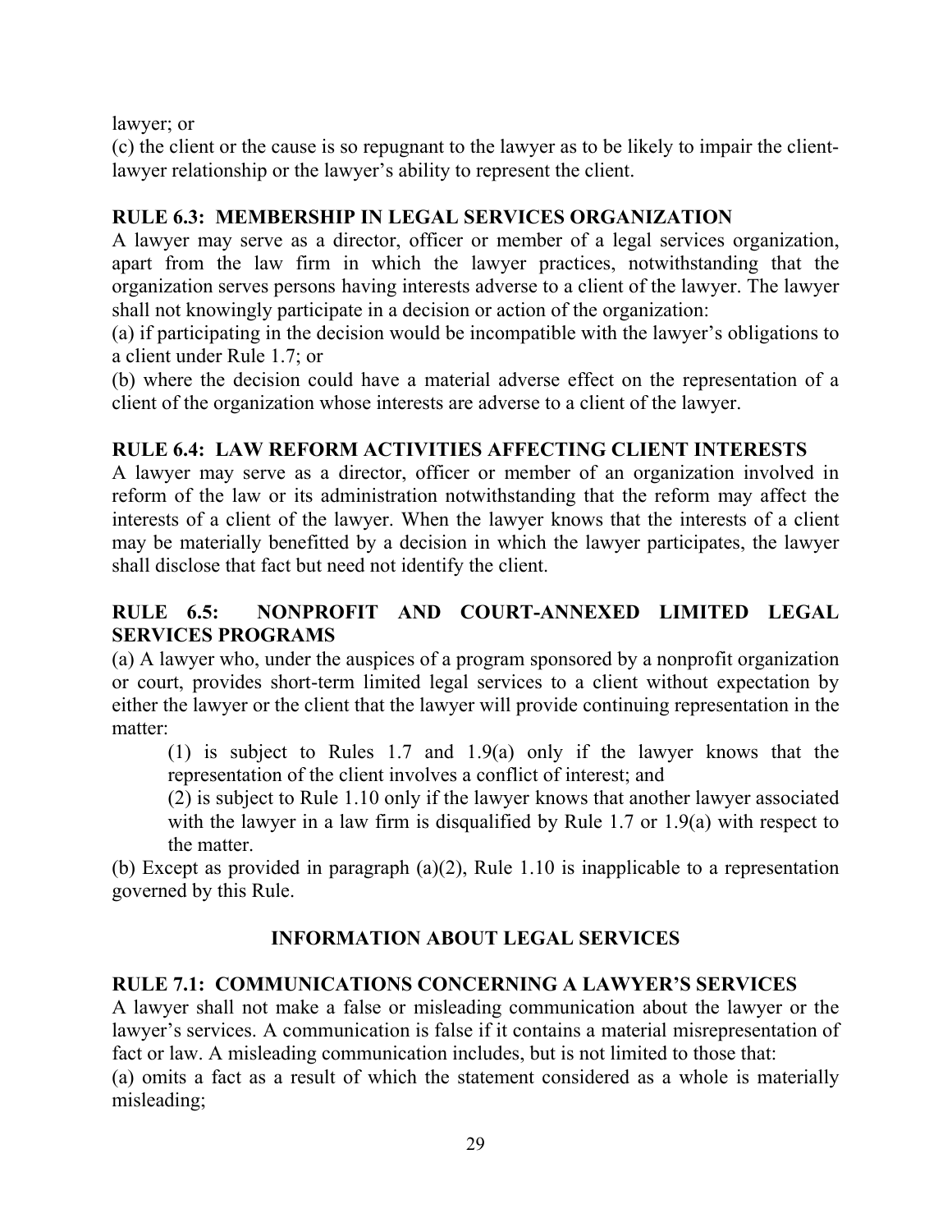lawyer; or

(c) the client or the cause is so repugnant to the lawyer as to be likely to impair the client-lawyer relationship or the lawyer's ability to represent the client.

**RULE 6.3: MEMBERSHIP IN LEGAL SERVICES ORGANIZATION**

A lawyer may serve as a director, officer or member of a legal services organization, apart from the law firm in which the lawyer practices, notwithstanding that the organization serves persons having interests adverse to a client of the lawyer. The lawyer shall not knowingly participate in a decision or action of the organization:

(a) if participating in the decision would be incompatible with the lawyer's obligations to a client under Rule 1.7; or

(b) where the decision could have a material adverse effect on the representation of a client of the organization whose interests are adverse to a client of the lawyer.

**RULE 6.4: LAW REFORM ACTIVITIES AFFECTING CLIENT INTERESTS**

A lawyer may serve as a director, officer or member of an organization involved in reform of the law or its administration notwithstanding that the reform may affect the interests of a client of the lawyer. When the lawyer knows that the interests of a client may be materially benefitted by a decision in which the lawyer participates, the lawyer shall disclose that fact but need not identify the client.

**RULE 6.5: NONPROFIT AND COURT-ANNEXED LIMITED LEGAL SERVICES PROGRAMS**

(a) A lawyer who, under the auspices of a program sponsored by a nonprofit organization or court, provides short-term limited legal services to a client without expectation by either the lawyer or the client that the lawyer will provide continuing representation in the matter:

> (1) is subject to Rules 1.7 and 1.9(a) only if the lawyer knows that the representation of the client involves a conflict of interest; and
>
> (2) is subject to Rule 1.10 only if the lawyer knows that another lawyer associated with the lawyer in a law firm is disqualified by Rule 1.7 or 1.9(a) with respect to the matter.

(b) Except as provided in paragraph (a)(2), Rule 1.10 is inapplicable to a representation governed by this Rule.

## INFORMATION ABOUT LEGAL SERVICES

**RULE 7.1: COMMUNICATIONS CONCERNING A LAWYER'S SERVICES**

A lawyer shall not make a false or misleading communication about the lawyer or the lawyer's services. A communication is false if it contains a material misrepresentation of fact or law. A misleading communication includes, but is not limited to those that:

(a) omits a fact as a result of which the statement considered as a whole is materially misleading;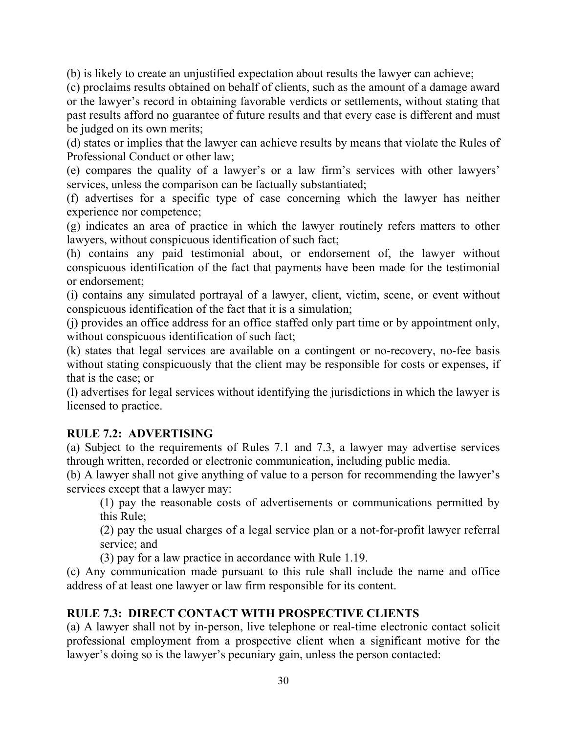(b) is likely to create an unjustified expectation about results the lawyer can achieve;

(c) proclaims results obtained on behalf of clients, such as the amount of a damage award or the lawyer's record in obtaining favorable verdicts or settlements, without stating that past results afford no guarantee of future results and that every case is different and must be judged on its own merits;

(d) states or implies that the lawyer can achieve results by means that violate the Rules of Professional Conduct or other law;

(e) compares the quality of a lawyer's or a law firm's services with other lawyers' services, unless the comparison can be factually substantiated;

(f) advertises for a specific type of case concerning which the lawyer has neither experience nor competence;

(g) indicates an area of practice in which the lawyer routinely refers matters to other lawyers, without conspicuous identification of such fact;

(h) contains any paid testimonial about, or endorsement of, the lawyer without conspicuous identification of the fact that payments have been made for the testimonial or endorsement;

(i) contains any simulated portrayal of a lawyer, client, victim, scene, or event without conspicuous identification of the fact that it is a simulation;

(j) provides an office address for an office staffed only part time or by appointment only, without conspicuous identification of such fact;

(k) states that legal services are available on a contingent or no-recovery, no-fee basis without stating conspicuously that the client may be responsible for costs or expenses, if that is the case; or

(l) advertises for legal services without identifying the jurisdictions in which the lawyer is licensed to practice.

**RULE 7.2: ADVERTISING**

(a) Subject to the requirements of Rules 7.1 and 7.3, a lawyer may advertise services through written, recorded or electronic communication, including public media.

(b) A lawyer shall not give anything of value to a person for recommending the lawyer's services except that a lawyer may:

> (1) pay the reasonable costs of advertisements or communications permitted by this Rule;
>
> (2) pay the usual charges of a legal service plan or a not-for-profit lawyer referral service; and
>
> (3) pay for a law practice in accordance with Rule 1.19.

(c) Any communication made pursuant to this rule shall include the name and office address of at least one lawyer or law firm responsible for its content.

**RULE 7.3: DIRECT CONTACT WITH PROSPECTIVE CLIENTS**

(a) A lawyer shall not by in-person, live telephone or real-time electronic contact solicit professional employment from a prospective client when a significant motive for the lawyer's doing so is the lawyer's pecuniary gain, unless the person contacted: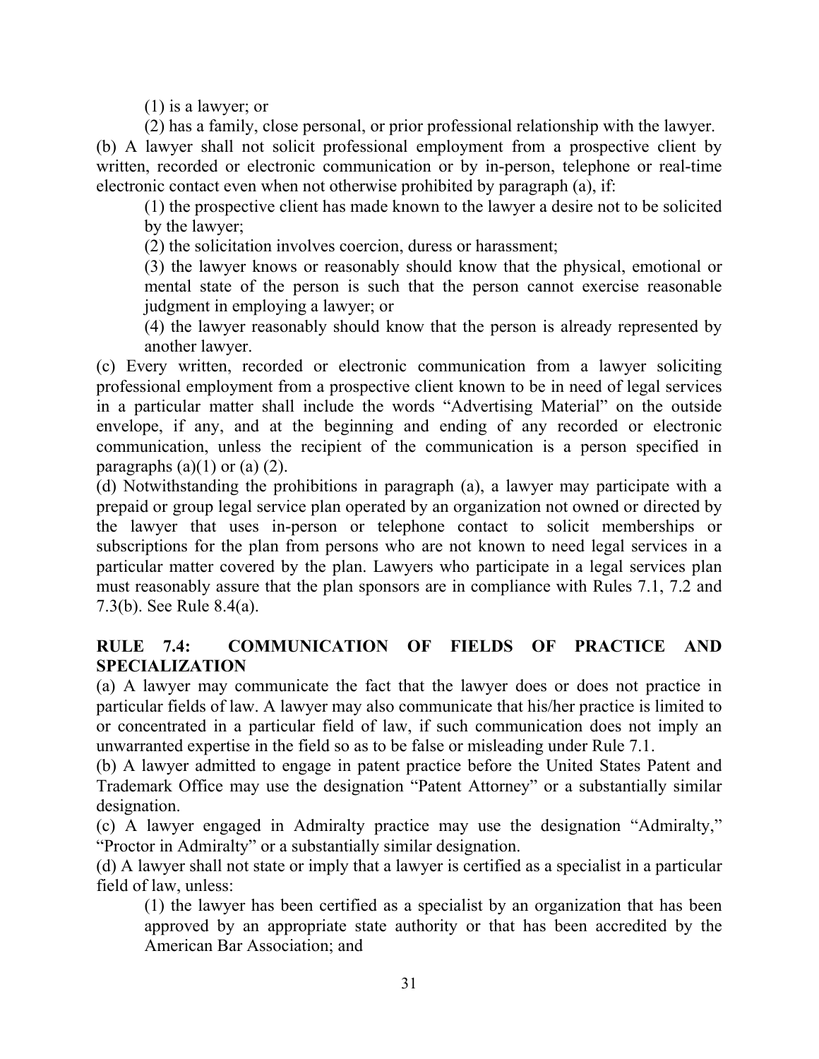(1) is a lawyer; or

(2) has a family, close personal, or prior professional relationship with the lawyer.

(b) A lawyer shall not solicit professional employment from a prospective client by written, recorded or electronic communication or by in-person, telephone or real-time electronic contact even when not otherwise prohibited by paragraph (a), if:

(1) the prospective client has made known to the lawyer a desire not to be solicited by the lawyer;

(2) the solicitation involves coercion, duress or harassment;

(3) the lawyer knows or reasonably should know that the physical, emotional or mental state of the person is such that the person cannot exercise reasonable judgment in employing a lawyer; or

(4) the lawyer reasonably should know that the person is already represented by another lawyer.

(c) Every written, recorded or electronic communication from a lawyer soliciting professional employment from a prospective client known to be in need of legal services in a particular matter shall include the words "Advertising Material" on the outside envelope, if any, and at the beginning and ending of any recorded or electronic communication, unless the recipient of the communication is a person specified in paragraphs (a)(1) or (a) (2).

(d) Notwithstanding the prohibitions in paragraph (a), a lawyer may participate with a prepaid or group legal service plan operated by an organization not owned or directed by the lawyer that uses in-person or telephone contact to solicit memberships or subscriptions for the plan from persons who are not known to need legal services in a particular matter covered by the plan. Lawyers who participate in a legal services plan must reasonably assure that the plan sponsors are in compliance with Rules 7.1, 7.2 and 7.3(b). See Rule 8.4(a).

## RULE 7.4: COMMUNICATION OF FIELDS OF PRACTICE AND SPECIALIZATION

(a) A lawyer may communicate the fact that the lawyer does or does not practice in particular fields of law. A lawyer may also communicate that his/her practice is limited to or concentrated in a particular field of law, if such communication does not imply an unwarranted expertise in the field so as to be false or misleading under Rule 7.1.

(b) A lawyer admitted to engage in patent practice before the United States Patent and Trademark Office may use the designation "Patent Attorney" or a substantially similar designation.

(c) A lawyer engaged in Admiralty practice may use the designation "Admiralty," "Proctor in Admiralty" or a substantially similar designation.

(d) A lawyer shall not state or imply that a lawyer is certified as a specialist in a particular field of law, unless:

(1) the lawyer has been certified as a specialist by an organization that has been approved by an appropriate state authority or that has been accredited by the American Bar Association; and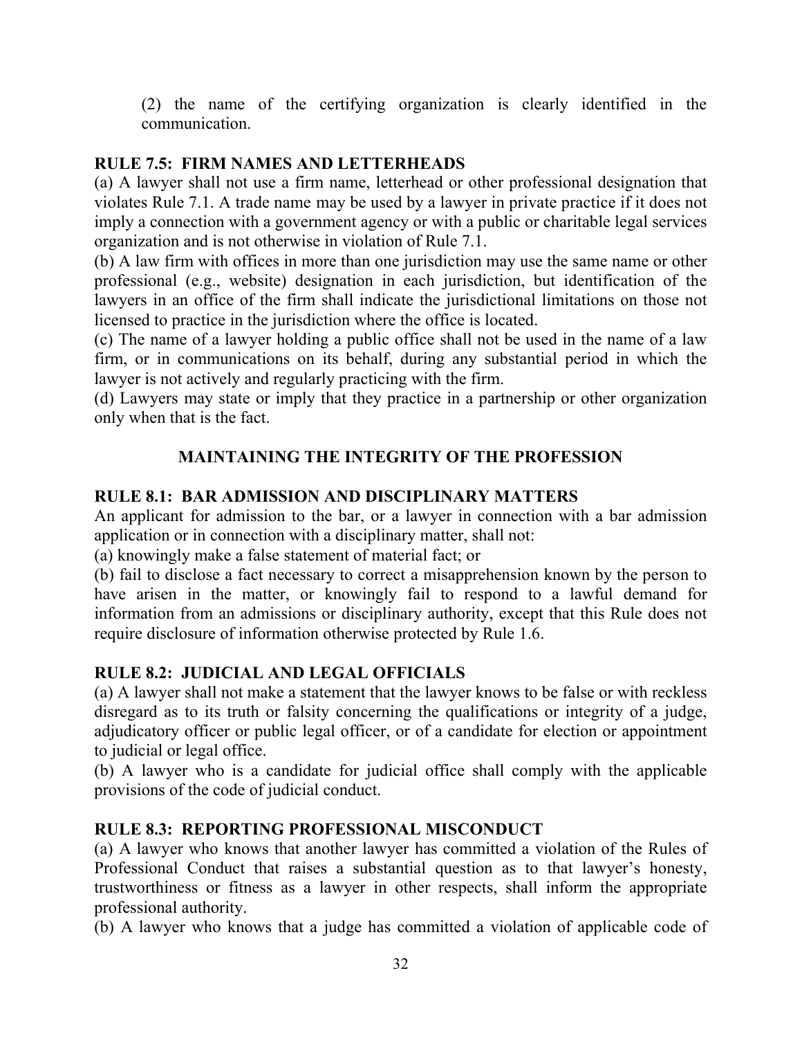(2) the name of the certifying organization is clearly identified in the communication.

**RULE 7.5: FIRM NAMES AND LETTERHEADS**

(a) A lawyer shall not use a firm name, letterhead or other professional designation that violates Rule 7.1. A trade name may be used by a lawyer in private practice if it does not imply a connection with a government agency or with a public or charitable legal services organization and is not otherwise in violation of Rule 7.1.

(b) A law firm with offices in more than one jurisdiction may use the same name or other professional (e.g., website) designation in each jurisdiction, but identification of the lawyers in an office of the firm shall indicate the jurisdictional limitations on those not licensed to practice in the jurisdiction where the office is located.

(c) The name of a lawyer holding a public office shall not be used in the name of a law firm, or in communications on its behalf, during any substantial period in which the lawyer is not actively and regularly practicing with the firm.

(d) Lawyers may state or imply that they practice in a partnership or other organization only when that is the fact.

## MAINTAINING THE INTEGRITY OF THE PROFESSION

**RULE 8.1: BAR ADMISSION AND DISCIPLINARY MATTERS**

An applicant for admission to the bar, or a lawyer in connection with a bar admission application or in connection with a disciplinary matter, shall not:

(a) knowingly make a false statement of material fact; or

(b) fail to disclose a fact necessary to correct a misapprehension known by the person to have arisen in the matter, or knowingly fail to respond to a lawful demand for information from an admissions or disciplinary authority, except that this Rule does not require disclosure of information otherwise protected by Rule 1.6.

**RULE 8.2: JUDICIAL AND LEGAL OFFICIALS**

(a) A lawyer shall not make a statement that the lawyer knows to be false or with reckless disregard as to its truth or falsity concerning the qualifications or integrity of a judge, adjudicatory officer or public legal officer, or of a candidate for election or appointment to judicial or legal office.

(b) A lawyer who is a candidate for judicial office shall comply with the applicable provisions of the code of judicial conduct.

**RULE 8.3: REPORTING PROFESSIONAL MISCONDUCT**

(a) A lawyer who knows that another lawyer has committed a violation of the Rules of Professional Conduct that raises a substantial question as to that lawyer's honesty, trustworthiness or fitness as a lawyer in other respects, shall inform the appropriate professional authority.

(b) A lawyer who knows that a judge has committed a violation of applicable code of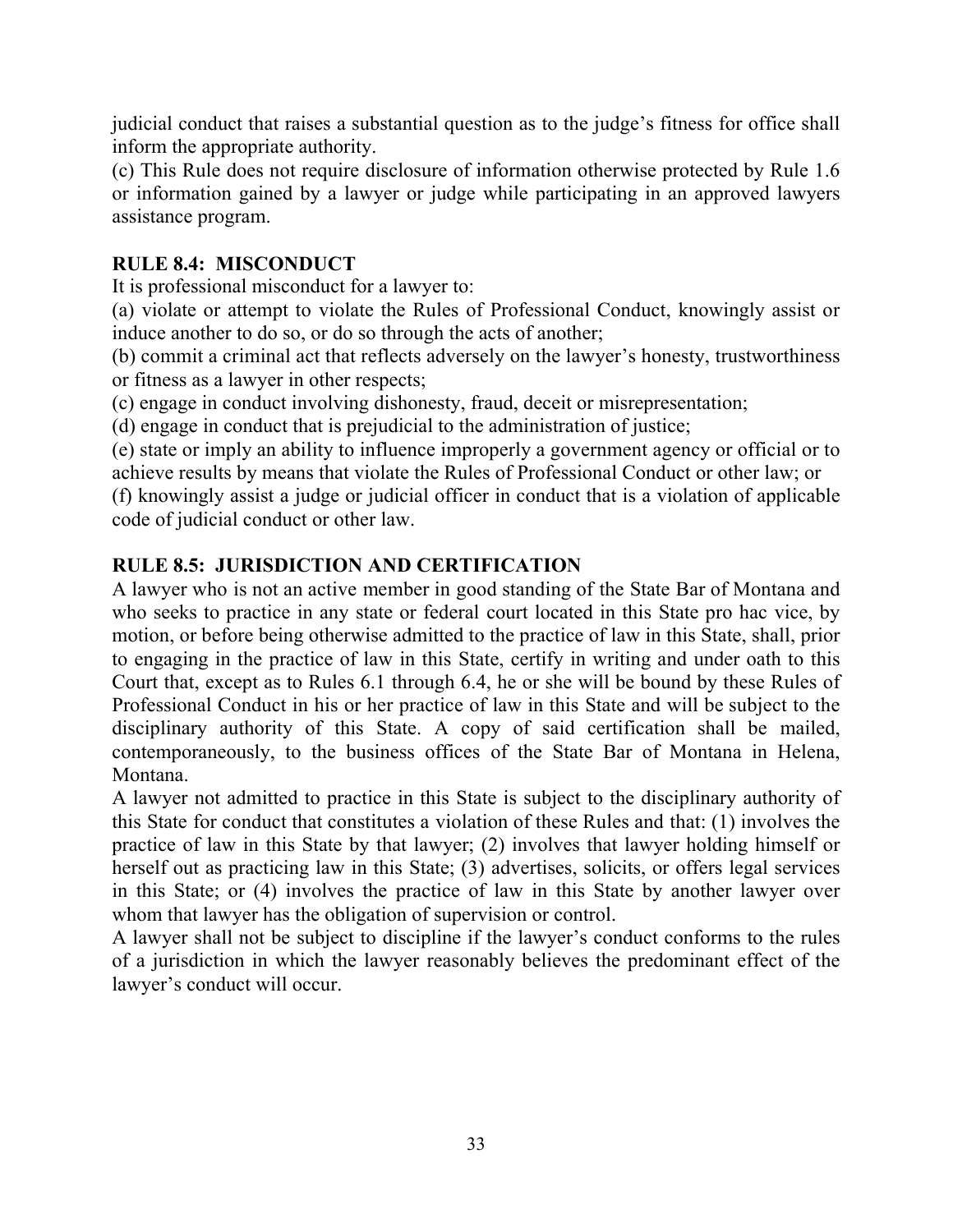judicial conduct that raises a substantial question as to the judge's fitness for office shall inform the appropriate authority.

(c) This Rule does not require disclosure of information otherwise protected by Rule 1.6 or information gained by a lawyer or judge while participating in an approved lawyers assistance program.

### RULE 8.4: MISCONDUCT

It is professional misconduct for a lawyer to:

(a) violate or attempt to violate the Rules of Professional Conduct, knowingly assist or induce another to do so, or do so through the acts of another;

(b) commit a criminal act that reflects adversely on the lawyer's honesty, trustworthiness or fitness as a lawyer in other respects;

(c) engage in conduct involving dishonesty, fraud, deceit or misrepresentation;

(d) engage in conduct that is prejudicial to the administration of justice;

(e) state or imply an ability to influence improperly a government agency or official or to achieve results by means that violate the Rules of Professional Conduct or other law; or

(f) knowingly assist a judge or judicial officer in conduct that is a violation of applicable code of judicial conduct or other law.

### RULE 8.5: JURISDICTION AND CERTIFICATION

A lawyer who is not an active member in good standing of the State Bar of Montana and who seeks to practice in any state or federal court located in this State pro hac vice, by motion, or before being otherwise admitted to the practice of law in this State, shall, prior to engaging in the practice of law in this State, certify in writing and under oath to this Court that, except as to Rules 6.1 through 6.4, he or she will be bound by these Rules of Professional Conduct in his or her practice of law in this State and will be subject to the disciplinary authority of this State. A copy of said certification shall be mailed, contemporaneously, to the business offices of the State Bar of Montana in Helena, Montana.

A lawyer not admitted to practice in this State is subject to the disciplinary authority of this State for conduct that constitutes a violation of these Rules and that: (1) involves the practice of law in this State by that lawyer; (2) involves that lawyer holding himself or herself out as practicing law in this State; (3) advertises, solicits, or offers legal services in this State; or (4) involves the practice of law in this State by another lawyer over whom that lawyer has the obligation of supervision or control.

A lawyer shall not be subject to discipline if the lawyer's conduct conforms to the rules of a jurisdiction in which the lawyer reasonably believes the predominant effect of the lawyer's conduct will occur.